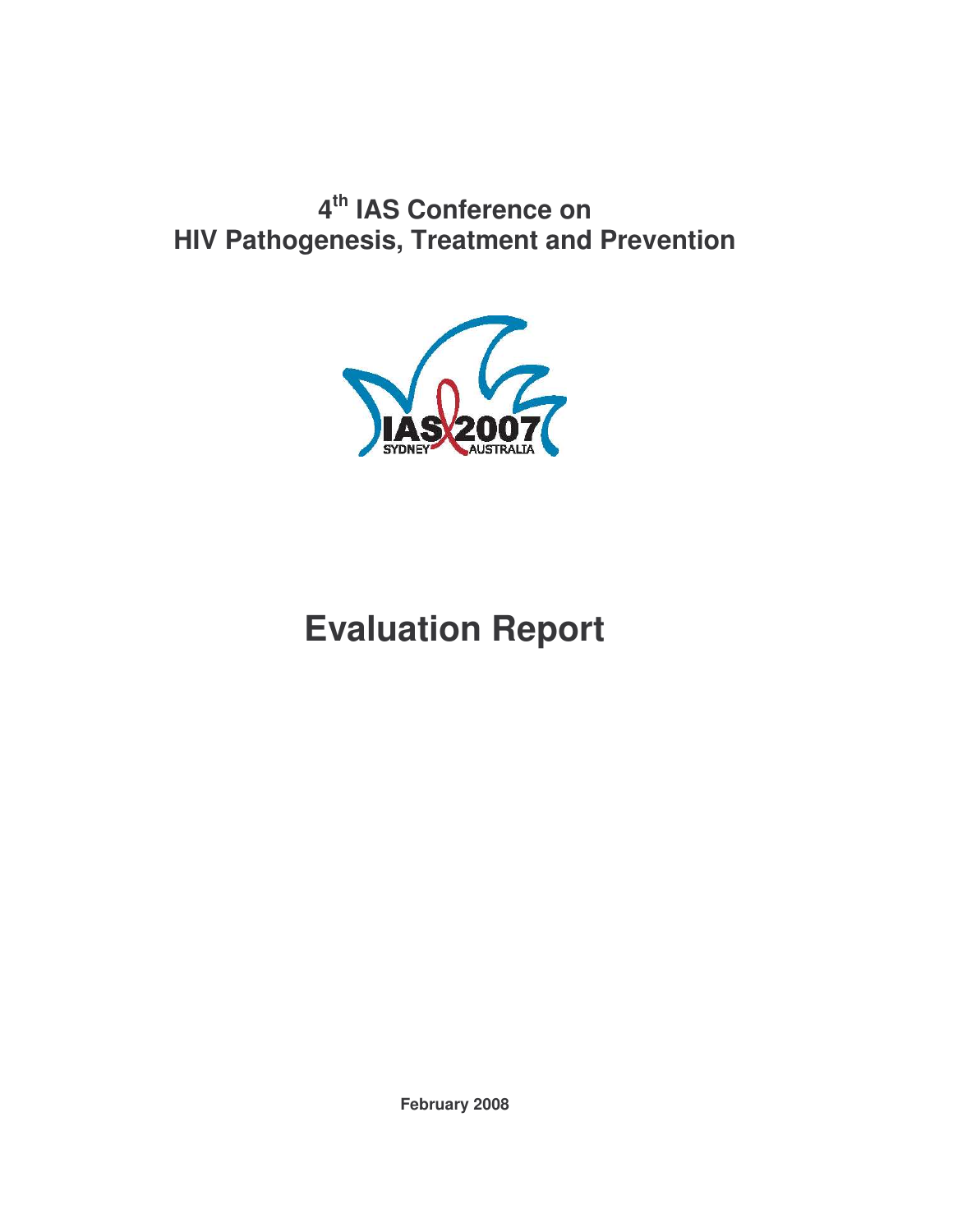# 4th IAS Conference on HIV Pathogenesis, Treatment and Prevention

# Evaluation Report

**February 2008**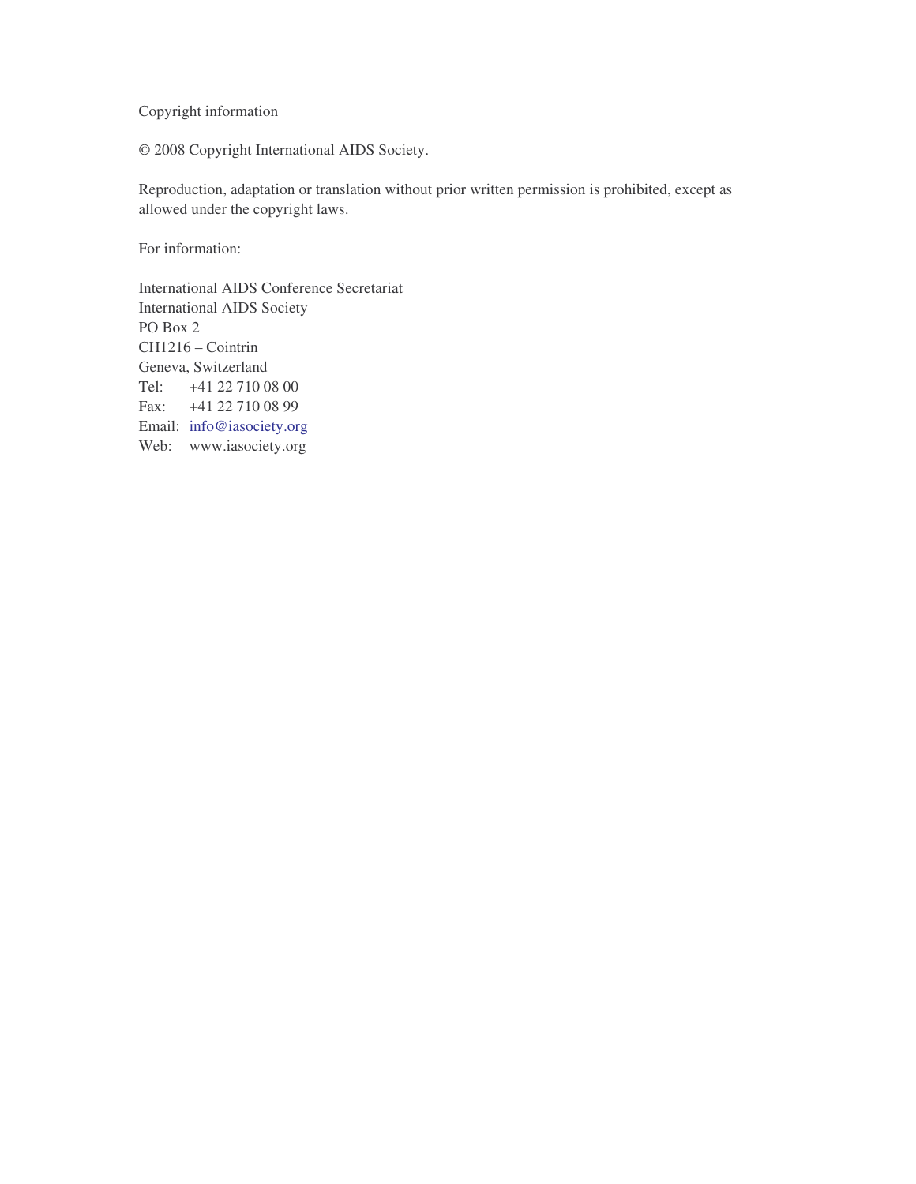Copyright information

© 2008 Copyright International AIDS Society.

Reproduction, adaptation or translation without prior written permission is prohibited, except as allowed under the copyright laws.

For information:

International AIDS Conference Secretariat
International AIDS Society
PO Box 2
CH1216 – Cointrin
Geneva, Switzerland
Tel: +41 22 710 08 00
Fax: +41 22 710 08 99
Email: info@iasociety.org
Web: www.iasociety.org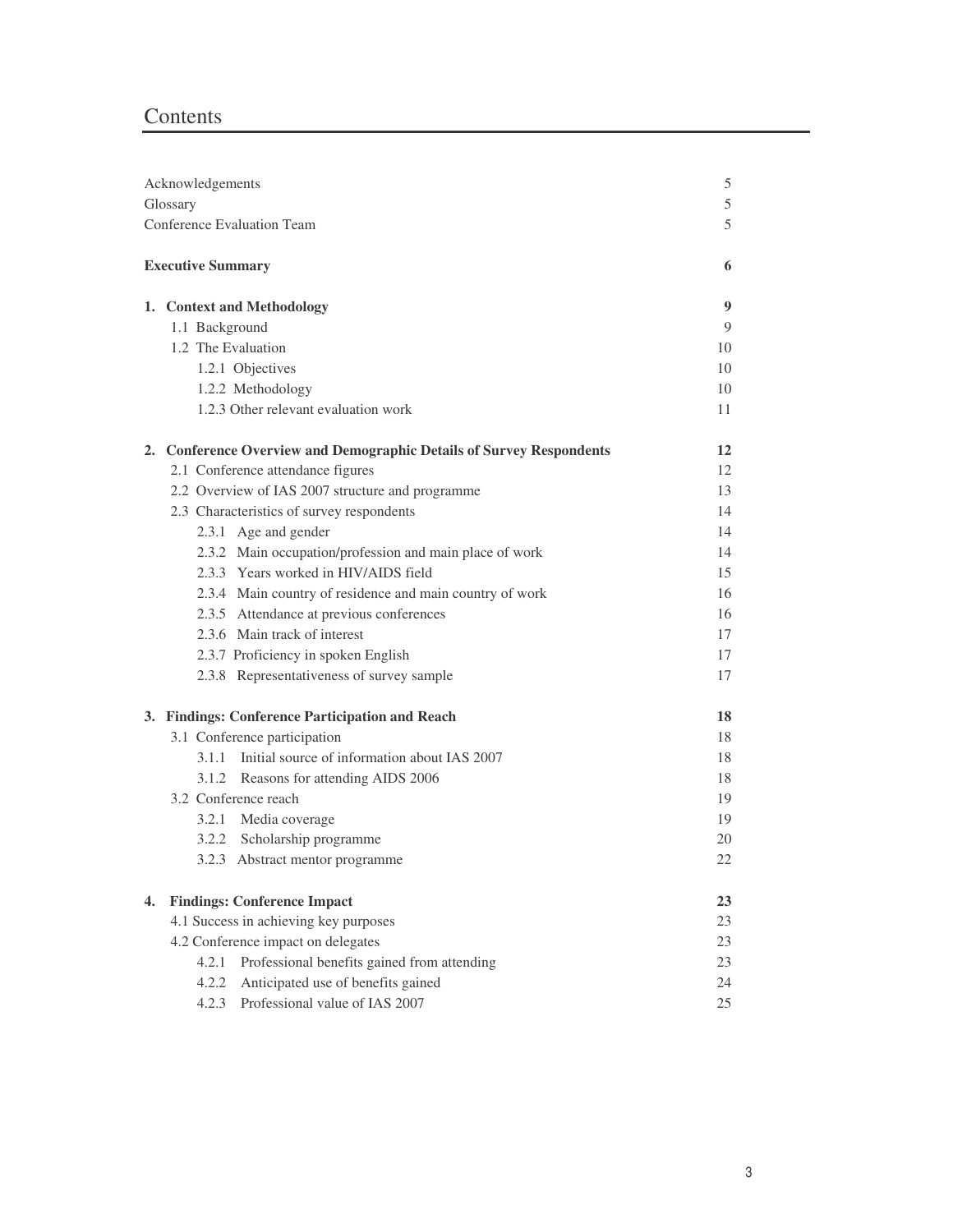# Contents

| | |
|---|---|
| Acknowledgements | 5 |
| Glossary | 5 |
| Conference Evaluation Team | 5 |
| **Executive Summary** | **6** |
| **1. Context and Methodology** | **9** |
| 1.1 Background | 9 |
| 1.2 The Evaluation | 10 |
| 1.2.1 Objectives | 10 |
| 1.2.2 Methodology | 10 |
| 1.2.3 Other relevant evaluation work | 11 |
| **2. Conference Overview and Demographic Details of Survey Respondents** | **12** |
| 2.1 Conference attendance figures | 12 |
| 2.2 Overview of IAS 2007 structure and programme | 13 |
| 2.3 Characteristics of survey respondents | 14 |
| 2.3.1 Age and gender | 14 |
| 2.3.2 Main occupation/profession and main place of work | 14 |
| 2.3.3 Years worked in HIV/AIDS field | 15 |
| 2.3.4 Main country of residence and main country of work | 16 |
| 2.3.5 Attendance at previous conferences | 16 |
| 2.3.6 Main track of interest | 17 |
| 2.3.7 Proficiency in spoken English | 17 |
| 2.3.8 Representativeness of survey sample | 17 |
| **3. Findings: Conference Participation and Reach** | **18** |
| 3.1 Conference participation | 18 |
| 3.1.1 Initial source of information about IAS 2007 | 18 |
| 3.1.2 Reasons for attending AIDS 2006 | 18 |
| 3.2 Conference reach | 19 |
| 3.2.1 Media coverage | 19 |
| 3.2.2 Scholarship programme | 20 |
| 3.2.3 Abstract mentor programme | 22 |
| **4. Findings: Conference Impact** | **23** |
| 4.1 Success in achieving key purposes | 23 |
| 4.2 Conference impact on delegates | 23 |
| 4.2.1 Professional benefits gained from attending | 23 |
| 4.2.2 Anticipated use of benefits gained | 24 |
| 4.2.3 Professional value of IAS 2007 | 25 |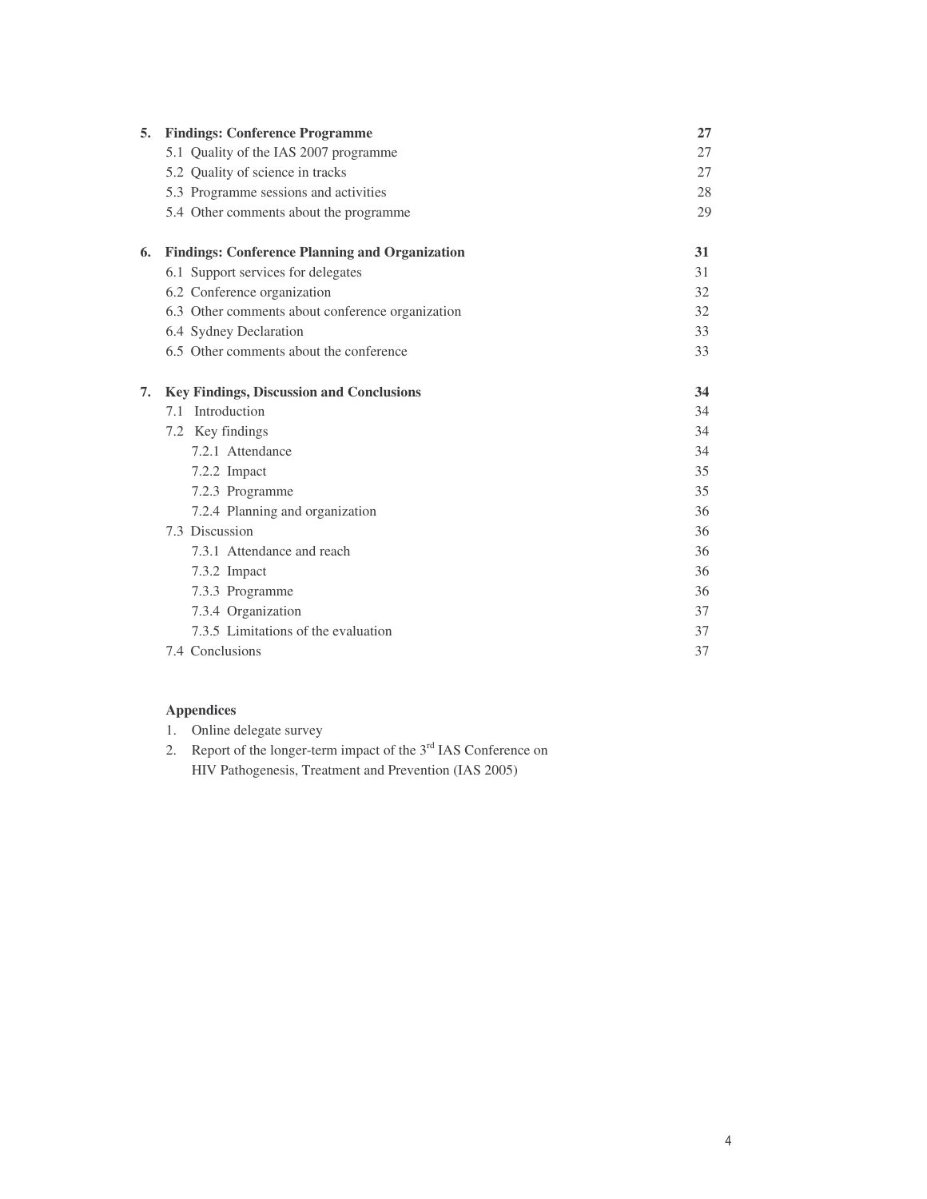| | | |
|---|---|---|
| **5.** | **Findings: Conference Programme** | **27** |
| | 5.1 Quality of the IAS 2007 programme | 27 |
| | 5.2 Quality of science in tracks | 27 |
| | 5.3 Programme sessions and activities | 28 |
| | 5.4 Other comments about the programme | 29 |
| **6.** | **Findings: Conference Planning and Organization** | **31** |
| | 6.1 Support services for delegates | 31 |
| | 6.2 Conference organization | 32 |
| | 6.3 Other comments about conference organization | 32 |
| | 6.4 Sydney Declaration | 33 |
| | 6.5 Other comments about the conference | 33 |
| **7.** | **Key Findings, Discussion and Conclusions** | **34** |
| | 7.1 Introduction | 34 |
| | 7.2 Key findings | 34 |
| | 7.2.1 Attendance | 34 |
| | 7.2.2 Impact | 35 |
| | 7.2.3 Programme | 35 |
| | 7.2.4 Planning and organization | 36 |
| | 7.3 Discussion | 36 |
| | 7.3.1 Attendance and reach | 36 |
| | 7.3.2 Impact | 36 |
| | 7.3.3 Programme | 36 |
| | 7.3.4 Organization | 37 |
| | 7.3.5 Limitations of the evaluation | 37 |
| | 7.4 Conclusions | 37 |

**Appendices**

1. Online delegate survey
2. Report of the longer-term impact of the 3rd IAS Conference on HIV Pathogenesis, Treatment and Prevention (IAS 2005)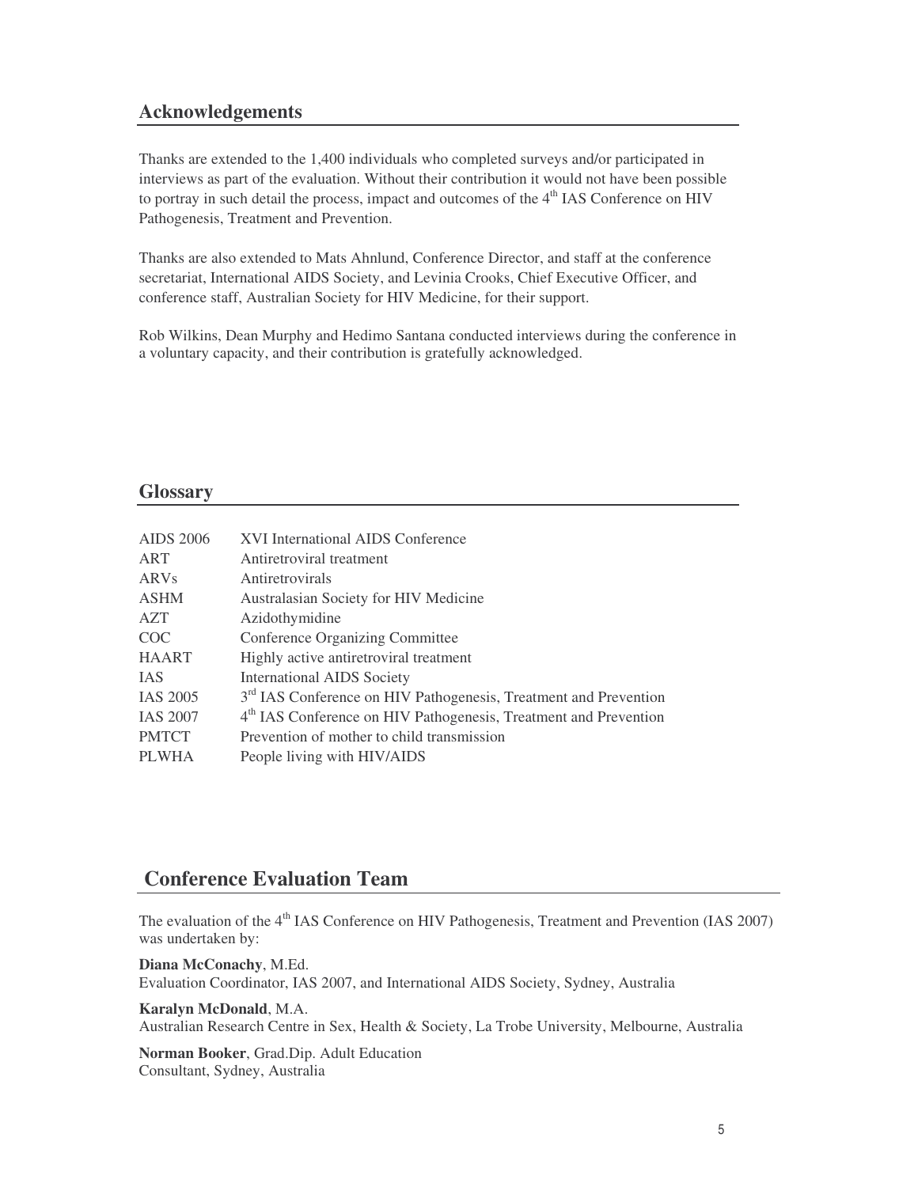## Acknowledgements

Thanks are extended to the 1,400 individuals who completed surveys and/or participated in interviews as part of the evaluation. Without their contribution it would not have been possible to portray in such detail the process, impact and outcomes of the 4th IAS Conference on HIV Pathogenesis, Treatment and Prevention.

Thanks are also extended to Mats Ahnlund, Conference Director, and staff at the conference secretariat, International AIDS Society, and Levinia Crooks, Chief Executive Officer, and conference staff, Australian Society for HIV Medicine, for their support.

Rob Wilkins, Dean Murphy and Hedimo Santana conducted interviews during the conference in a voluntary capacity, and their contribution is gratefully acknowledged.

## Glossary

| | |
|---|---|
| AIDS 2006 | XVI International AIDS Conference |
| ART | Antiretroviral treatment |
| ARVs | Antiretrovirals |
| ASHM | Australasian Society for HIV Medicine |
| AZT | Azidothymidine |
| COC | Conference Organizing Committee |
| HAART | Highly active antiretroviral treatment |
| IAS | International AIDS Society |
| IAS 2005 | 3rd IAS Conference on HIV Pathogenesis, Treatment and Prevention |
| IAS 2007 | 4th IAS Conference on HIV Pathogenesis, Treatment and Prevention |
| PMTCT | Prevention of mother to child transmission |
| PLWHA | People living with HIV/AIDS |

## Conference Evaluation Team

The evaluation of the 4th IAS Conference on HIV Pathogenesis, Treatment and Prevention (IAS 2007) was undertaken by:

**Diana McConachy**, M.Ed.
Evaluation Coordinator, IAS 2007, and International AIDS Society, Sydney, Australia

**Karalyn McDonald**, M.A.
Australian Research Centre in Sex, Health & Society, La Trobe University, Melbourne, Australia

**Norman Booker**, Grad.Dip. Adult Education
Consultant, Sydney, Australia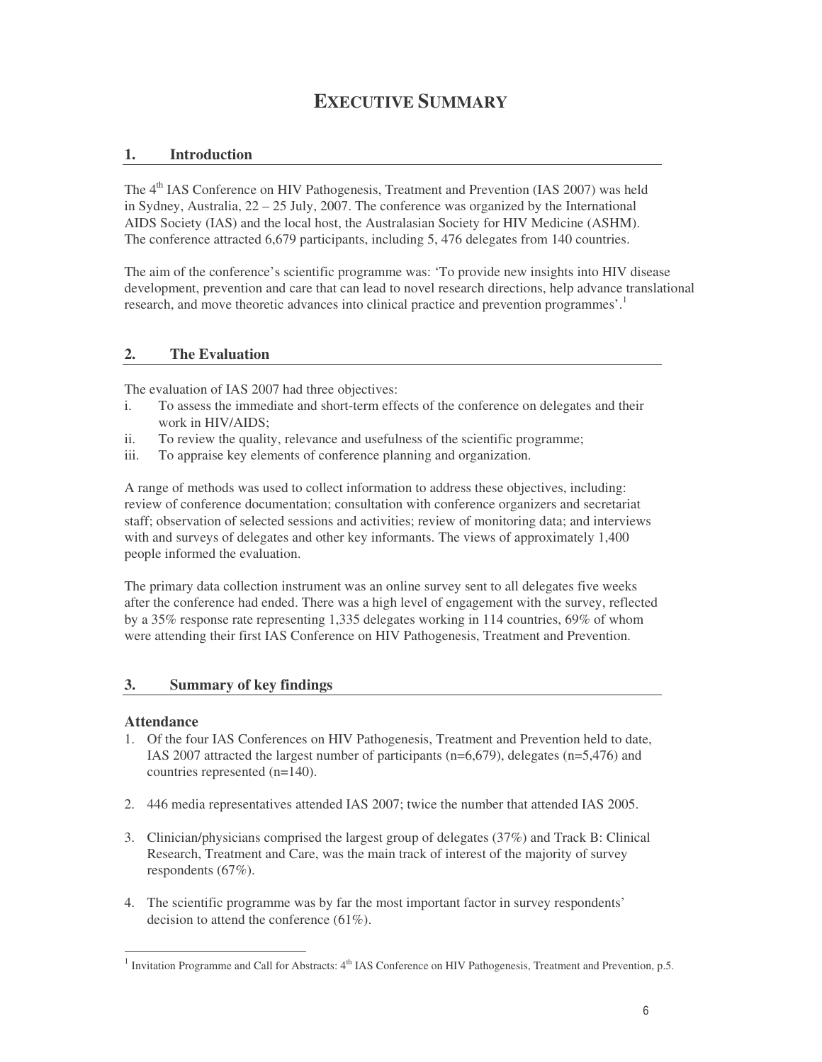# EXECUTIVE SUMMARY

## 1. Introduction

The 4th IAS Conference on HIV Pathogenesis, Treatment and Prevention (IAS 2007) was held in Sydney, Australia, 22 – 25 July, 2007. The conference was organized by the International AIDS Society (IAS) and the local host, the Australasian Society for HIV Medicine (ASHM). The conference attracted 6,679 participants, including 5, 476 delegates from 140 countries.

The aim of the conference's scientific programme was: 'To provide new insights into HIV disease development, prevention and care that can lead to novel research directions, help advance translational research, and move theoretic advances into clinical practice and prevention programmes'.[1]

## 2. The Evaluation

The evaluation of IAS 2007 had three objectives:

i. To assess the immediate and short-term effects of the conference on delegates and their work in HIV/AIDS;
ii. To review the quality, relevance and usefulness of the scientific programme;
iii. To appraise key elements of conference planning and organization.

A range of methods was used to collect information to address these objectives, including: review of conference documentation; consultation with conference organizers and secretariat staff; observation of selected sessions and activities; review of monitoring data; and interviews with and surveys of delegates and other key informants. The views of approximately 1,400 people informed the evaluation.

The primary data collection instrument was an online survey sent to all delegates five weeks after the conference had ended. There was a high level of engagement with the survey, reflected by a 35% response rate representing 1,335 delegates working in 114 countries, 69% of whom were attending their first IAS Conference on HIV Pathogenesis, Treatment and Prevention.

## 3. Summary of key findings

### Attendance

1. Of the four IAS Conferences on HIV Pathogenesis, Treatment and Prevention held to date, IAS 2007 attracted the largest number of participants (n=6,679), delegates (n=5,476) and countries represented (n=140).

2. 446 media representatives attended IAS 2007; twice the number that attended IAS 2005.

3. Clinician/physicians comprised the largest group of delegates (37%) and Track B: Clinical Research, Treatment and Care, was the main track of interest of the majority of survey respondents (67%).

4. The scientific programme was by far the most important factor in survey respondents' decision to attend the conference (61%).

---

[1] Invitation Programme and Call for Abstracts: 4th IAS Conference on HIV Pathogenesis, Treatment and Prevention, p.5.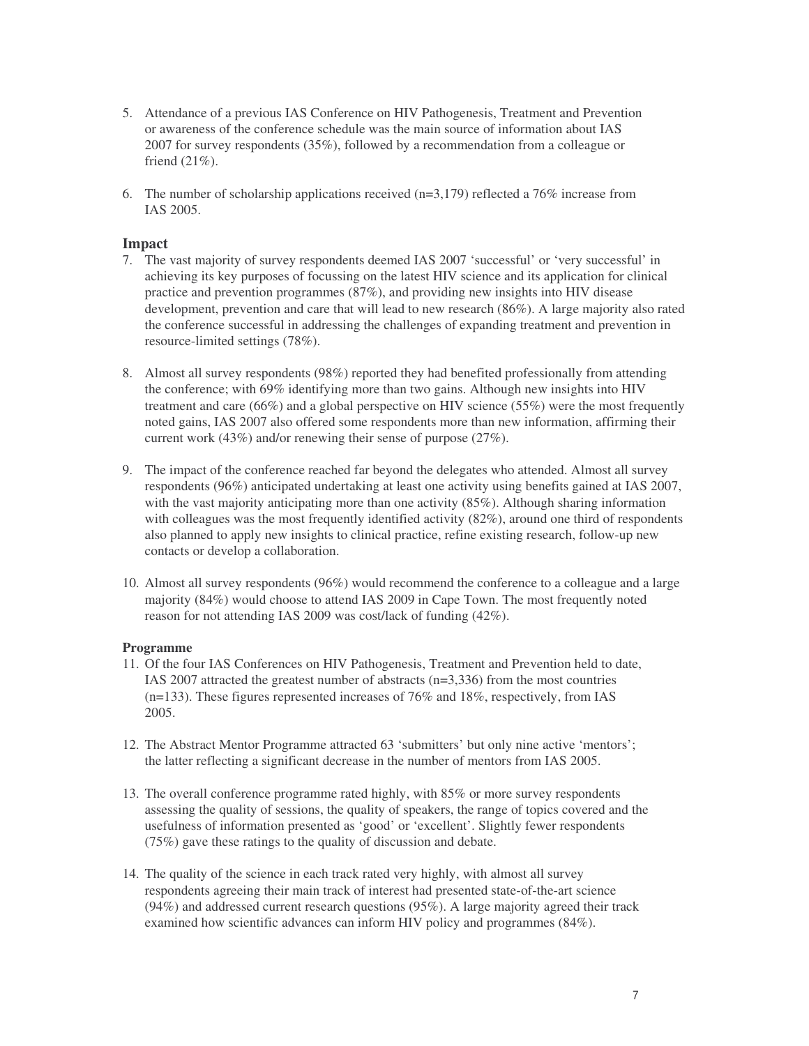5. Attendance of a previous IAS Conference on HIV Pathogenesis, Treatment and Prevention or awareness of the conference schedule was the main source of information about IAS 2007 for survey respondents (35%), followed by a recommendation from a colleague or friend (21%).

6. The number of scholarship applications received (n=3,179) reflected a 76% increase from IAS 2005.

## Impact

7. The vast majority of survey respondents deemed IAS 2007 'successful' or 'very successful' in achieving its key purposes of focussing on the latest HIV science and its application for clinical practice and prevention programmes (87%), and providing new insights into HIV disease development, prevention and care that will lead to new research (86%). A large majority also rated the conference successful in addressing the challenges of expanding treatment and prevention in resource-limited settings (78%).

8. Almost all survey respondents (98%) reported they had benefited professionally from attending the conference; with 69% identifying more than two gains. Although new insights into HIV treatment and care (66%) and a global perspective on HIV science (55%) were the most frequently noted gains, IAS 2007 also offered some respondents more than new information, affirming their current work (43%) and/or renewing their sense of purpose (27%).

9. The impact of the conference reached far beyond the delegates who attended. Almost all survey respondents (96%) anticipated undertaking at least one activity using benefits gained at IAS 2007, with the vast majority anticipating more than one activity (85%). Although sharing information with colleagues was the most frequently identified activity (82%), around one third of respondents also planned to apply new insights to clinical practice, refine existing research, follow-up new contacts or develop a collaboration.

10. Almost all survey respondents (96%) would recommend the conference to a colleague and a large majority (84%) would choose to attend IAS 2009 in Cape Town. The most frequently noted reason for not attending IAS 2009 was cost/lack of funding (42%).

### Programme

11. Of the four IAS Conferences on HIV Pathogenesis, Treatment and Prevention held to date, IAS 2007 attracted the greatest number of abstracts (n=3,336) from the most countries (n=133). These figures represented increases of 76% and 18%, respectively, from IAS 2005.

12. The Abstract Mentor Programme attracted 63 'submitters' but only nine active 'mentors'; the latter reflecting a significant decrease in the number of mentors from IAS 2005.

13. The overall conference programme rated highly, with 85% or more survey respondents assessing the quality of sessions, the quality of speakers, the range of topics covered and the usefulness of information presented as 'good' or 'excellent'. Slightly fewer respondents (75%) gave these ratings to the quality of discussion and debate.

14. The quality of the science in each track rated very highly, with almost all survey respondents agreeing their main track of interest had presented state-of-the-art science (94%) and addressed current research questions (95%). A large majority agreed their track examined how scientific advances can inform HIV policy and programmes (84%).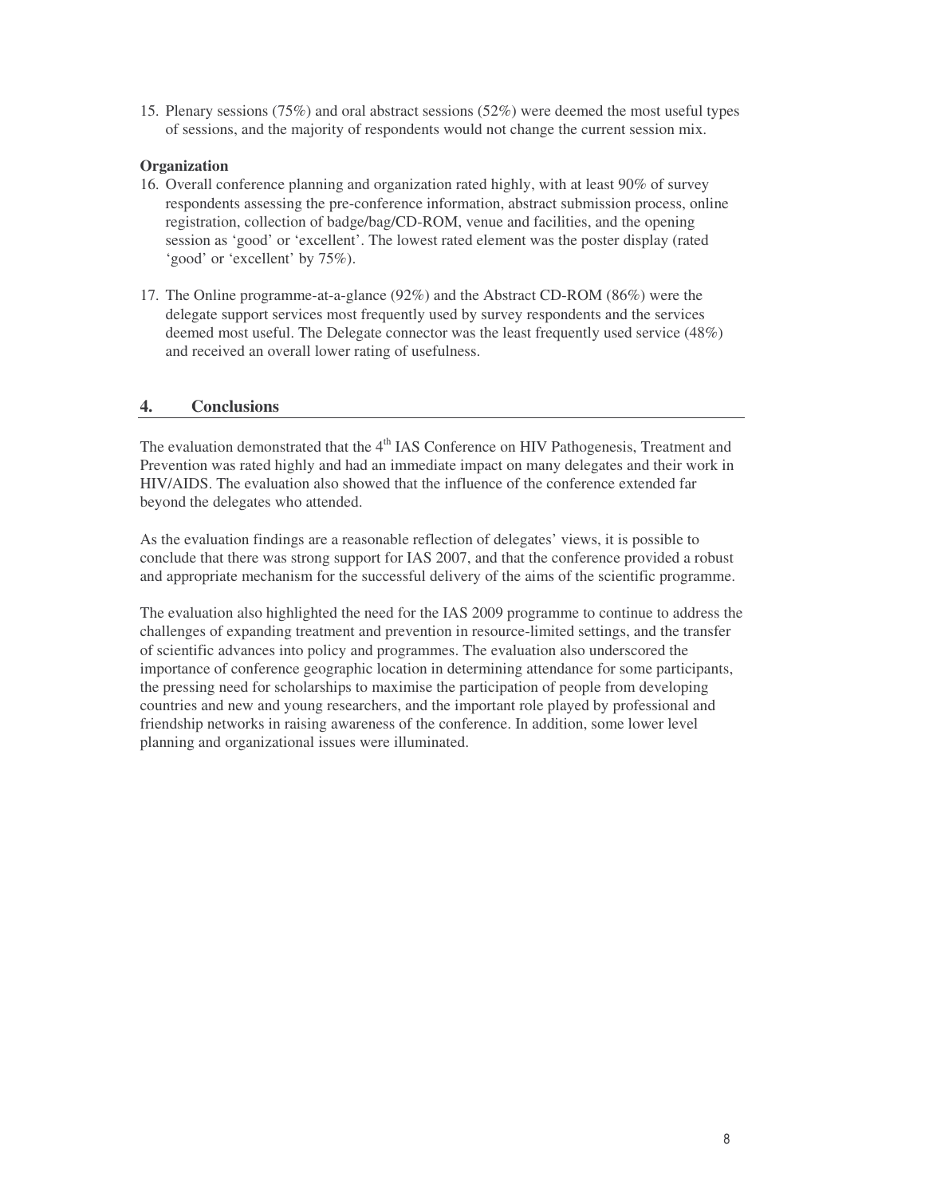15. Plenary sessions (75%) and oral abstract sessions (52%) were deemed the most useful types of sessions, and the majority of respondents would not change the current session mix.

**Organization**

16. Overall conference planning and organization rated highly, with at least 90% of survey respondents assessing the pre-conference information, abstract submission process, online registration, collection of badge/bag/CD-ROM, venue and facilities, and the opening session as 'good' or 'excellent'. The lowest rated element was the poster display (rated 'good' or 'excellent' by 75%).

17. The Online programme-at-a-glance (92%) and the Abstract CD-ROM (86%) were the delegate support services most frequently used by survey respondents and the services deemed most useful. The Delegate connector was the least frequently used service (48%) and received an overall lower rating of usefulness.

## 4. Conclusions

The evaluation demonstrated that the 4th IAS Conference on HIV Pathogenesis, Treatment and Prevention was rated highly and had an immediate impact on many delegates and their work in HIV/AIDS. The evaluation also showed that the influence of the conference extended far beyond the delegates who attended.

As the evaluation findings are a reasonable reflection of delegates' views, it is possible to conclude that there was strong support for IAS 2007, and that the conference provided a robust and appropriate mechanism for the successful delivery of the aims of the scientific programme.

The evaluation also highlighted the need for the IAS 2009 programme to continue to address the challenges of expanding treatment and prevention in resource-limited settings, and the transfer of scientific advances into policy and programmes. The evaluation also underscored the importance of conference geographic location in determining attendance for some participants, the pressing need for scholarships to maximise the participation of people from developing countries and new and young researchers, and the important role played by professional and friendship networks in raising awareness of the conference. In addition, some lower level planning and organizational issues were illuminated.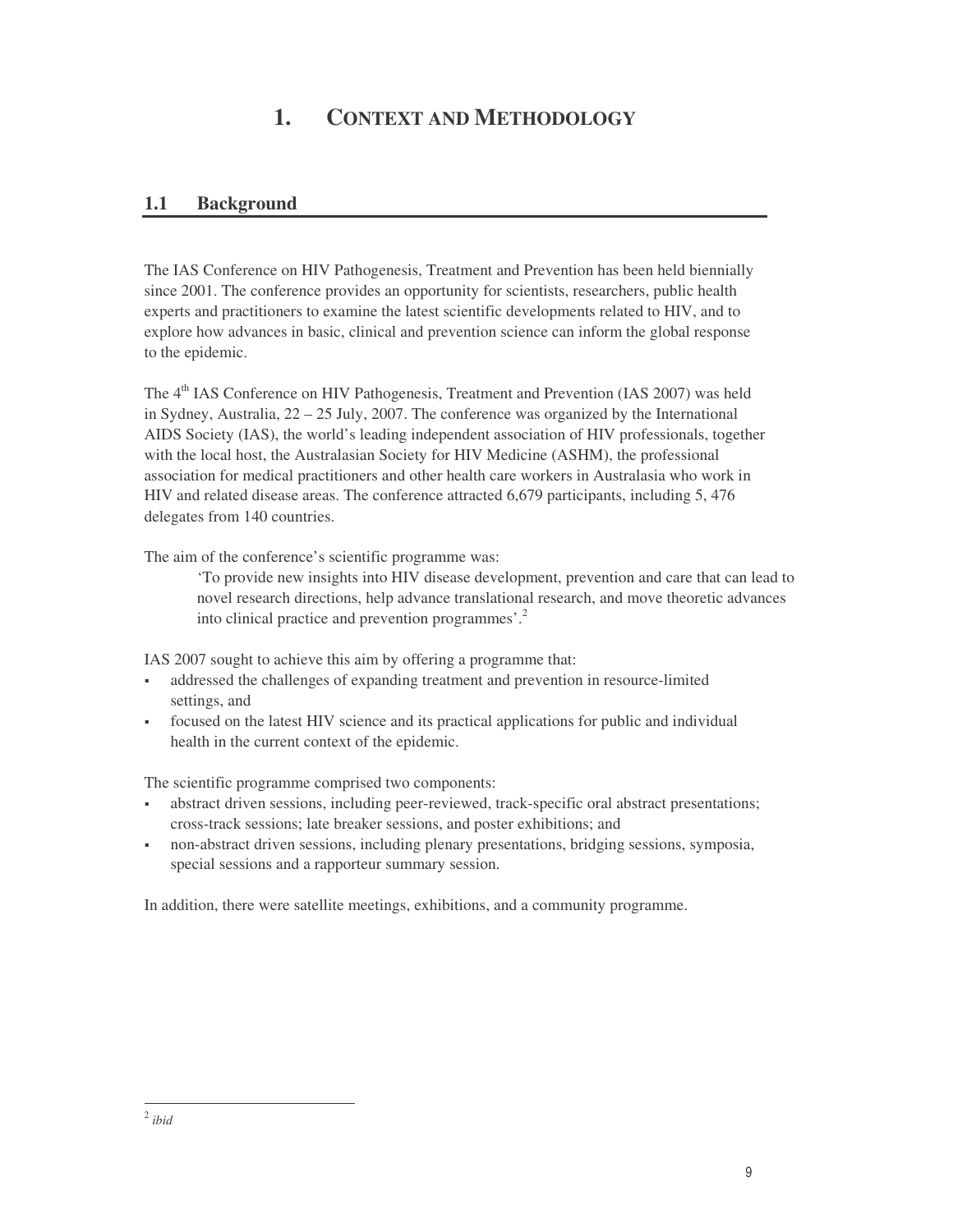# 1. CONTEXT AND METHODOLOGY

## 1.1 Background

The IAS Conference on HIV Pathogenesis, Treatment and Prevention has been held biennially since 2001. The conference provides an opportunity for scientists, researchers, public health experts and practitioners to examine the latest scientific developments related to HIV, and to explore how advances in basic, clinical and prevention science can inform the global response to the epidemic.

The 4th IAS Conference on HIV Pathogenesis, Treatment and Prevention (IAS 2007) was held in Sydney, Australia, 22 – 25 July, 2007. The conference was organized by the International AIDS Society (IAS), the world's leading independent association of HIV professionals, together with the local host, the Australasian Society for HIV Medicine (ASHM), the professional association for medical practitioners and other health care workers in Australasia who work in HIV and related disease areas. The conference attracted 6,679 participants, including 5, 476 delegates from 140 countries.

The aim of the conference's scientific programme was:

> 'To provide new insights into HIV disease development, prevention and care that can lead to novel research directions, help advance translational research, and move theoretic advances into clinical practice and prevention programmes'.[2]

IAS 2007 sought to achieve this aim by offering a programme that:

- addressed the challenges of expanding treatment and prevention in resource-limited settings, and
- focused on the latest HIV science and its practical applications for public and individual health in the current context of the epidemic.

The scientific programme comprised two components:

- abstract driven sessions, including peer-reviewed, track-specific oral abstract presentations; cross-track sessions; late breaker sessions, and poster exhibitions; and
- non-abstract driven sessions, including plenary presentations, bridging sessions, symposia, special sessions and a rapporteur summary session.

In addition, there were satellite meetings, exhibitions, and a community programme.

---

[2] *ibid*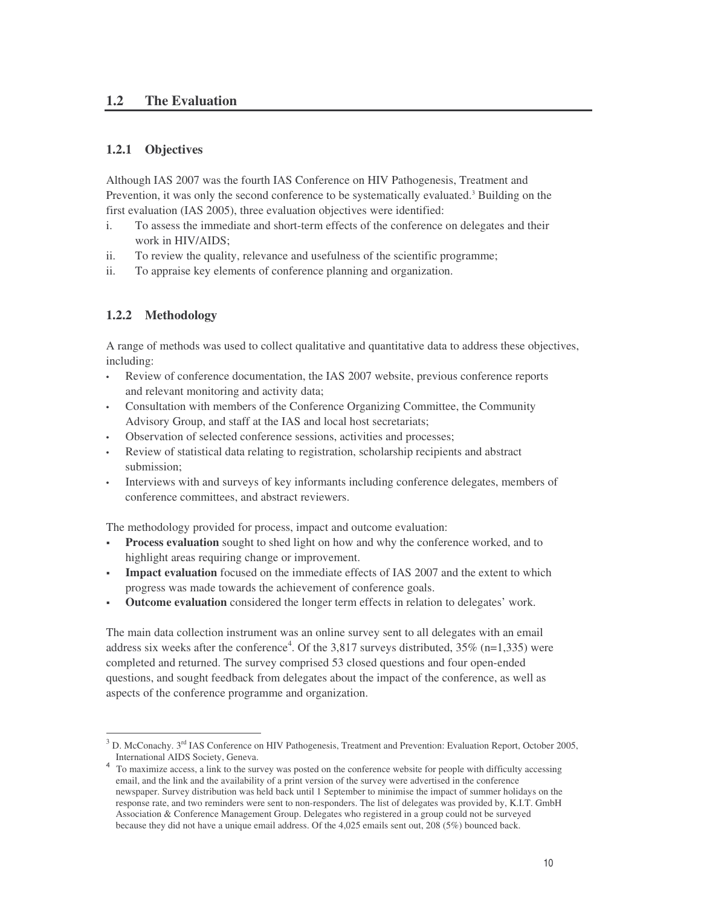## 1.2 The Evaluation

### 1.2.1 Objectives

Although IAS 2007 was the fourth IAS Conference on HIV Pathogenesis, Treatment and Prevention, it was only the second conference to be systematically evaluated.[3] Building on the first evaluation (IAS 2005), three evaluation objectives were identified:

i. To assess the immediate and short-term effects of the conference on delegates and their work in HIV/AIDS;
ii. To review the quality, relevance and usefulness of the scientific programme;
ii. To appraise key elements of conference planning and organization.

### 1.2.2 Methodology

A range of methods was used to collect qualitative and quantitative data to address these objectives, including:

- Review of conference documentation, the IAS 2007 website, previous conference reports and relevant monitoring and activity data;
- Consultation with members of the Conference Organizing Committee, the Community Advisory Group, and staff at the IAS and local host secretariats;
- Observation of selected conference sessions, activities and processes;
- Review of statistical data relating to registration, scholarship recipients and abstract submission;
- Interviews with and surveys of key informants including conference delegates, members of conference committees, and abstract reviewers.

The methodology provided for process, impact and outcome evaluation:

- **Process evaluation** sought to shed light on how and why the conference worked, and to highlight areas requiring change or improvement.
- **Impact evaluation** focused on the immediate effects of IAS 2007 and the extent to which progress was made towards the achievement of conference goals.
- **Outcome evaluation** considered the longer term effects in relation to delegates' work.

The main data collection instrument was an online survey sent to all delegates with an email address six weeks after the conference[4]. Of the 3,817 surveys distributed, 35% (n=1,335) were completed and returned. The survey comprised 53 closed questions and four open-ended questions, and sought feedback from delegates about the impact of the conference, as well as aspects of the conference programme and organization.

---

[3] D. McConachy. 3rd IAS Conference on HIV Pathogenesis, Treatment and Prevention: Evaluation Report, October 2005, International AIDS Society, Geneva.

[4] To maximize access, a link to the survey was posted on the conference website for people with difficulty accessing email, and the link and the availability of a print version of the survey were advertised in the conference newspaper. Survey distribution was held back until 1 September to minimise the impact of summer holidays on the response rate, and two reminders were sent to non-responders. The list of delegates was provided by, K.I.T. GmbH Association & Conference Management Group. Delegates who registered in a group could not be surveyed because they did not have a unique email address. Of the 4,025 emails sent out, 208 (5%) bounced back.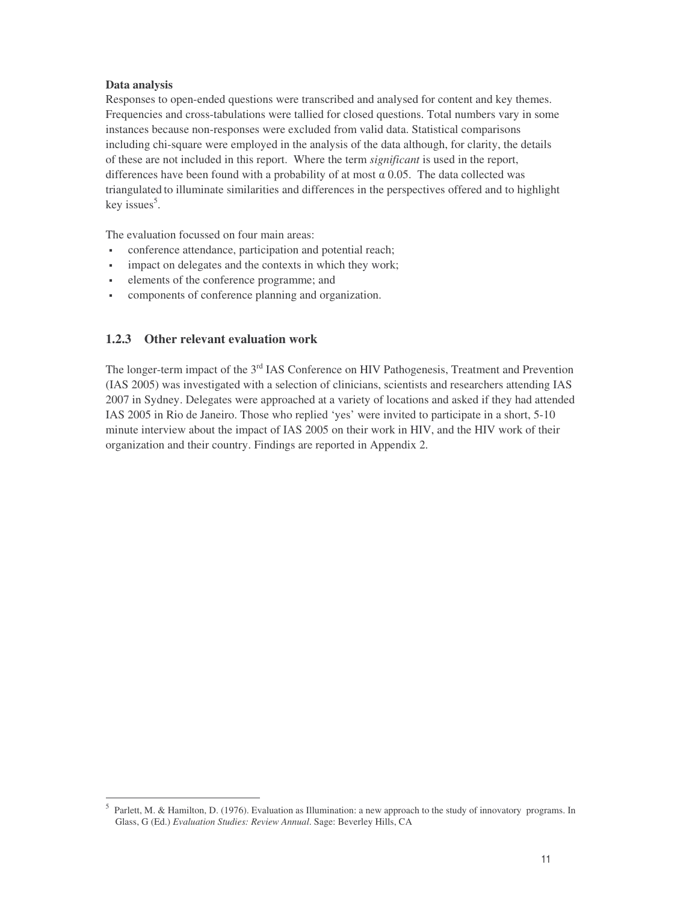**Data analysis**

Responses to open-ended questions were transcribed and analysed for content and key themes. Frequencies and cross-tabulations were tallied for closed questions. Total numbers vary in some instances because non-responses were excluded from valid data. Statistical comparisons including chi-square were employed in the analysis of the data although, for clarity, the details of these are not included in this report. Where the term *significant* is used in the report, differences have been found with a probability of at most $\alpha$ 0.05. The data collected was triangulated to illuminate similarities and differences in the perspectives offered and to highlight key issues[5].

The evaluation focussed on four main areas:

- conference attendance, participation and potential reach;
- impact on delegates and the contexts in which they work;
- elements of the conference programme; and
- components of conference planning and organization.

### 1.2.3 Other relevant evaluation work

The longer-term impact of the 3rd IAS Conference on HIV Pathogenesis, Treatment and Prevention (IAS 2005) was investigated with a selection of clinicians, scientists and researchers attending IAS 2007 in Sydney. Delegates were approached at a variety of locations and asked if they had attended IAS 2005 in Rio de Janeiro. Those who replied 'yes' were invited to participate in a short, 5-10 minute interview about the impact of IAS 2005 on their work in HIV, and the HIV work of their organization and their country. Findings are reported in Appendix 2.

[5] Parlett, M. & Hamilton, D. (1976). Evaluation as Illumination: a new approach to the study of innovatory programs. In Glass, G (Ed.) *Evaluation Studies: Review Annual*. Sage: Beverley Hills, CA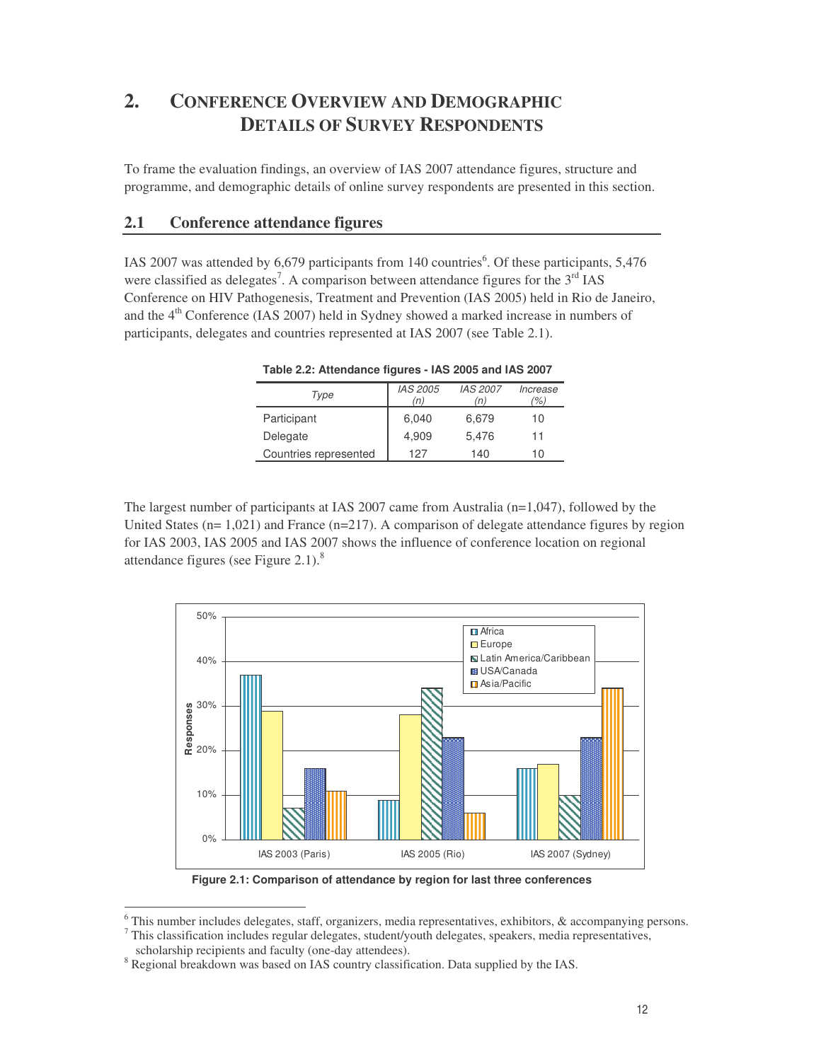# 2. Conference Overview and Demographic Details of Survey Respondents

To frame the evaluation findings, an overview of IAS 2007 attendance figures, structure and programme, and demographic details of online survey respondents are presented in this section.

## 2.1 Conference attendance figures

IAS 2007 was attended by 6,679 participants from 140 countries[6]. Of these participants, 5,476 were classified as delegates[7]. A comparison between attendance figures for the 3rd IAS Conference on HIV Pathogenesis, Treatment and Prevention (IAS 2005) held in Rio de Janeiro, and the 4th Conference (IAS 2007) held in Sydney showed a marked increase in numbers of participants, delegates and countries represented at IAS 2007 (see Table 2.1).

**Table 2.2: Attendance figures - IAS 2005 and IAS 2007**

| Type | IAS 2005 (n) | IAS 2007 (n) | Increase (%) |
|---|---|---|---|
| Participant | 6,040 | 6,679 | 10 |
| Delegate | 4,909 | 5,476 | 11 |
| Countries represented | 127 | 140 | 10 |

The largest number of participants at IAS 2007 came from Australia (n=1,047), followed by the United States (n= 1,021) and France (n=217). A comparison of delegate attendance figures by region for IAS 2003, IAS 2005 and IAS 2007 shows the influence of conference location on regional attendance figures (see Figure 2.1).[8]

| Region | IAS 2003 (Paris) | IAS 2005 (Rio) | IAS 2007 (Sydney) |
|---|---|---|---|
| Africa | 37% | 9% | 16% |
| Europe | 29% | 28% | 17% |
| Latin America/Caribbean | 7% | 34% | 10% |
| USA/Canada | 16% | 23% | 23% |
| Asia/Pacific | 11% | 6% | 34% |

**Figure 2.1: Comparison of attendance by region for last three conferences**

---

[6] This number includes delegates, staff, organizers, media representatives, exhibitors, & accompanying persons.

[7] This classification includes regular delegates, student/youth delegates, speakers, media representatives, scholarship recipients and faculty (one-day attendees).

[8] Regional breakdown was based on IAS country classification. Data supplied by the IAS.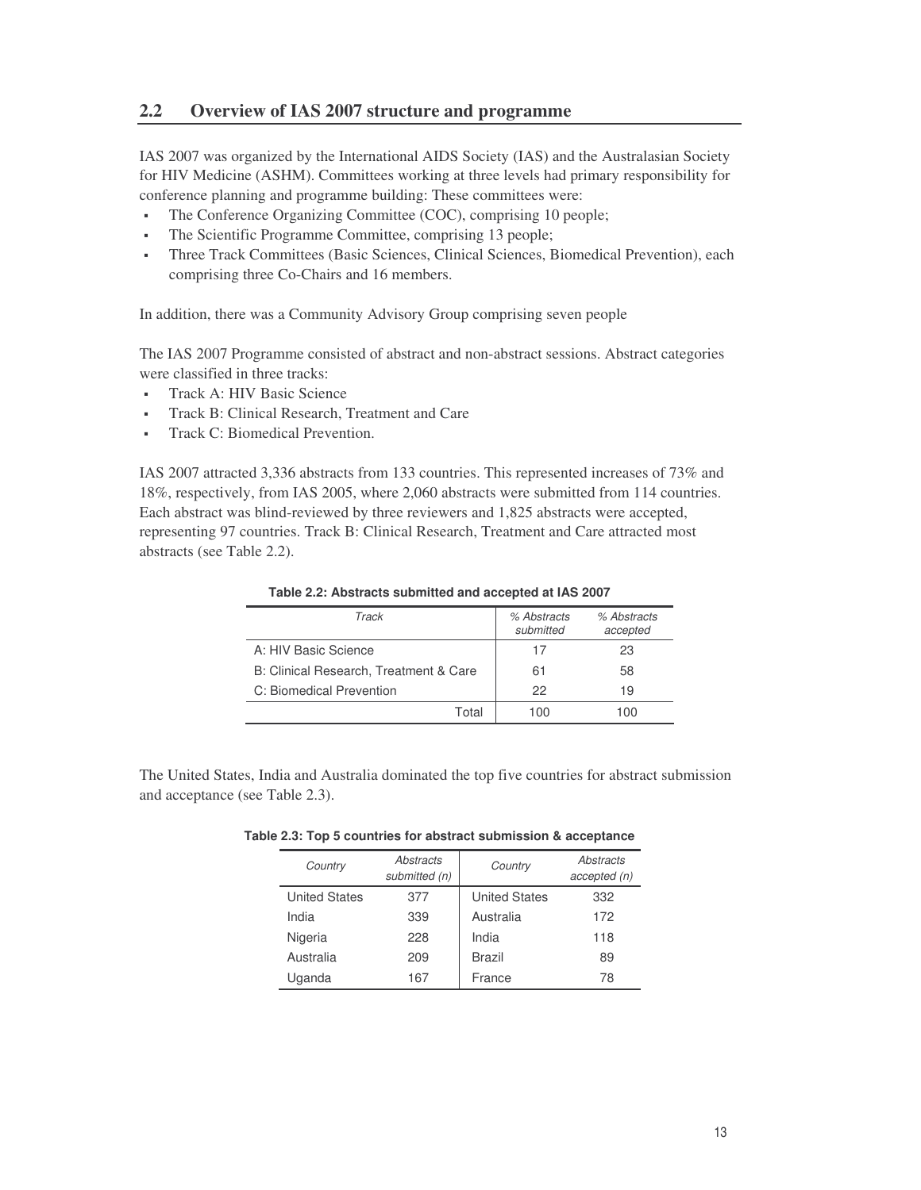## 2.2 Overview of IAS 2007 structure and programme

IAS 2007 was organized by the International AIDS Society (IAS) and the Australasian Society for HIV Medicine (ASHM). Committees working at three levels had primary responsibility for conference planning and programme building: These committees were:

- The Conference Organizing Committee (COC), comprising 10 people;
- The Scientific Programme Committee, comprising 13 people;
- Three Track Committees (Basic Sciences, Clinical Sciences, Biomedical Prevention), each comprising three Co-Chairs and 16 members.

In addition, there was a Community Advisory Group comprising seven people

The IAS 2007 Programme consisted of abstract and non-abstract sessions. Abstract categories were classified in three tracks:

- Track A: HIV Basic Science
- Track B: Clinical Research, Treatment and Care
- Track C: Biomedical Prevention.

IAS 2007 attracted 3,336 abstracts from 133 countries. This represented increases of 73% and 18%, respectively, from IAS 2005, where 2,060 abstracts were submitted from 114 countries. Each abstract was blind-reviewed by three reviewers and 1,825 abstracts were accepted, representing 97 countries. Track B: Clinical Research, Treatment and Care attracted most abstracts (see Table 2.2).

**Table 2.2: Abstracts submitted and accepted at IAS 2007**

| *Track* | *% Abstracts submitted* | *% Abstracts accepted* |
|---|---|---|
| A: HIV Basic Science | 17 | 23 |
| B: Clinical Research, Treatment & Care | 61 | 58 |
| C: Biomedical Prevention | 22 | 19 |
| Total | 100 | 100 |

The United States, India and Australia dominated the top five countries for abstract submission and acceptance (see Table 2.3).

**Table 2.3: Top 5 countries for abstract submission & acceptance**

| *Country* | *Abstracts submitted (n)* | *Country* | *Abstracts accepted (n)* |
|---|---|---|---|
| United States | 377 | United States | 332 |
| India | 339 | Australia | 172 |
| Nigeria | 228 | India | 118 |
| Australia | 209 | Brazil | 89 |
| Uganda | 167 | France | 78 |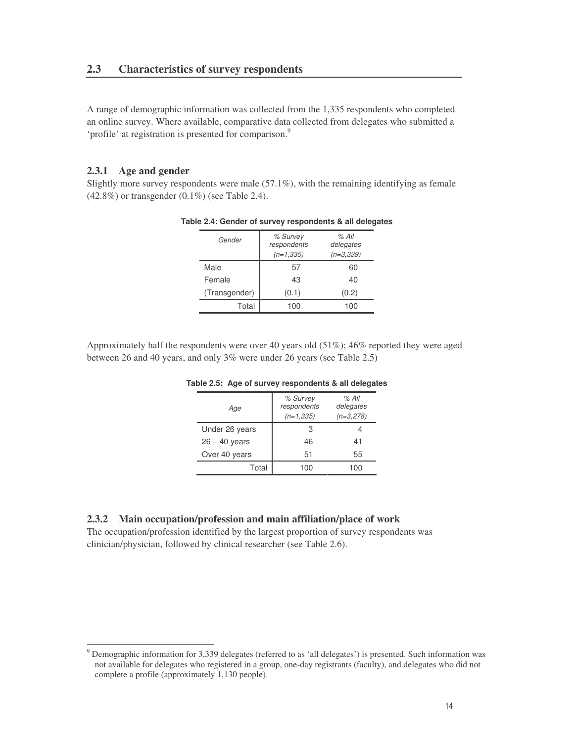## 2.3 Characteristics of survey respondents

A range of demographic information was collected from the 1,335 respondents who completed an online survey. Where available, comparative data collected from delegates who submitted a 'profile' at registration is presented for comparison.[9]

### 2.3.1 Age and gender

Slightly more survey respondents were male (57.1%), with the remaining identifying as female (42.8%) or transgender (0.1%) (see Table 2.4).

**Table 2.4: Gender of survey respondents & all delegates**

| *Gender* | *% Survey respondents (n=1,335)* | *% All delegates (n=3,339)* |
|---|---|---|
| Male | 57 | 60 |
| Female | 43 | 40 |
| (Transgender) | (0.1) | (0.2) |
| Total | 100 | 100 |

Approximately half the respondents were over 40 years old (51%); 46% reported they were aged between 26 and 40 years, and only 3% were under 26 years (see Table 2.5)

**Table 2.5: Age of survey respondents & all delegates**

| *Age* | *% Survey respondents (n=1,335)* | *% All delegates (n=3,278)* |
|---|---|---|
| Under 26 years | 3 | 4 |
| 26 – 40 years | 46 | 41 |
| Over 40 years | 51 | 55 |
| Total | 100 | 100 |

### 2.3.2 Main occupation/profession and main affiliation/place of work

The occupation/profession identified by the largest proportion of survey respondents was clinician/physician, followed by clinical researcher (see Table 2.6).

[9] Demographic information for 3,339 delegates (referred to as 'all delegates') is presented. Such information was not available for delegates who registered in a group, one-day registrants (faculty), and delegates who did not complete a profile (approximately 1,130 people).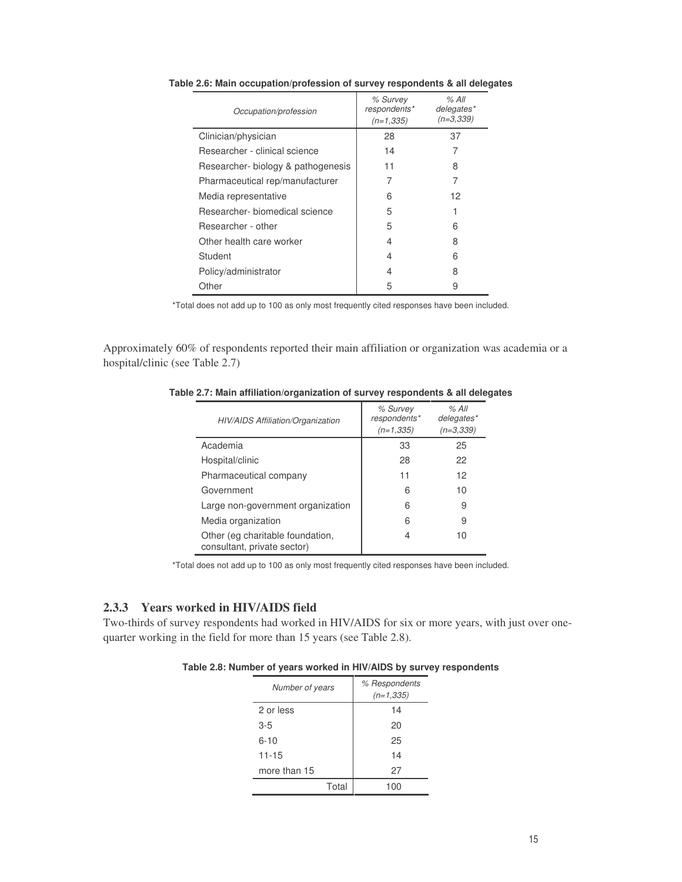**Table 2.6: Main occupation/profession of survey respondents & all delegates**

| Occupation/profession | % Survey respondents* (n=1,335) | % All delegates* (n=3,339) |
|---|---|---|
| Clinician/physician | 28 | 37 |
| Researcher - clinical science | 14 | 7 |
| Researcher- biology & pathogenesis | 11 | 8 |
| Pharmaceutical rep/manufacturer | 7 | 7 |
| Media representative | 6 | 12 |
| Researcher- biomedical science | 5 | 1 |
| Researcher - other | 5 | 6 |
| Other health care worker | 4 | 8 |
| Student | 4 | 6 |
| Policy/administrator | 4 | 8 |
| Other | 5 | 9 |

*Total does not add up to 100 as only most frequently cited responses have been included.

Approximately 60% of respondents reported their main affiliation or organization was academia or a hospital/clinic (see Table 2.7)

**Table 2.7: Main affiliation/organization of survey respondents & all delegates**

| HIV/AIDS Affiliation/Organization | % Survey respondents* (n=1,335) | % All delegates* (n=3,339) |
|---|---|---|
| Academia | 33 | 25 |
| Hospital/clinic | 28 | 22 |
| Pharmaceutical company | 11 | 12 |
| Government | 6 | 10 |
| Large non-government organization | 6 | 9 |
| Media organization | 6 | 9 |
| Other (eg charitable foundation, consultant, private sector) | 4 | 10 |

*Total does not add up to 100 as only most frequently cited responses have been included.

### 2.3.3 Years worked in HIV/AIDS field

Two-thirds of survey respondents had worked in HIV/AIDS for six or more years, with just over one-quarter working in the field for more than 15 years (see Table 2.8).

**Table 2.8: Number of years worked in HIV/AIDS by survey respondents**

| Number of years | % Respondents (n=1,335) |
|---|---|
| 2 or less | 14 |
| 3-5 | 20 |
| 6-10 | 25 |
| 11-15 | 14 |
| more than 15 | 27 |
| Total | 100 |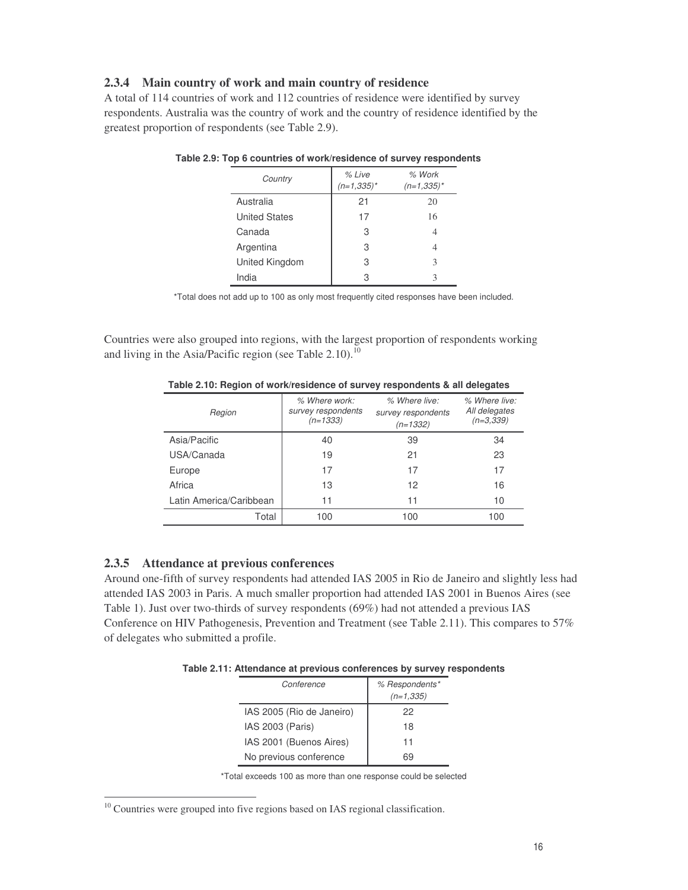### 2.3.4 Main country of work and main country of residence

A total of 114 countries of work and 112 countries of residence were identified by survey respondents. Australia was the country of work and the country of residence identified by the greatest proportion of respondents (see Table 2.9).

**Table 2.9: Top 6 countries of work/residence of survey respondents**

| *Country* | *% Live (n=1,335)** | *% Work (n=1,335)** |
|---|---|---|
| Australia | 21 | 20 |
| United States | 17 | 16 |
| Canada | 3 | 4 |
| Argentina | 3 | 4 |
| United Kingdom | 3 | 3 |
| India | 3 | 3 |

*Total does not add up to 100 as only most frequently cited responses have been included.

Countries were also grouped into regions, with the largest proportion of respondents working and living in the Asia/Pacific region (see Table 2.10).[10]

**Table 2.10: Region of work/residence of survey respondents & all delegates**

| *Region* | *% Where work: survey respondents (n=1333)* | *% Where live: survey respondents (n=1332)* | *% Where live: All delegates (n=3,339)* |
|---|---|---|---|
| Asia/Pacific | 40 | 39 | 34 |
| USA/Canada | 19 | 21 | 23 |
| Europe | 17 | 17 | 17 |
| Africa | 13 | 12 | 16 |
| Latin America/Caribbean | 11 | 11 | 10 |
| Total | 100 | 100 | 100 |

### 2.3.5 Attendance at previous conferences

Around one-fifth of survey respondents had attended IAS 2005 in Rio de Janeiro and slightly less had attended IAS 2003 in Paris. A much smaller proportion had attended IAS 2001 in Buenos Aires (see Table 1). Just over two-thirds of survey respondents (69%) had not attended a previous IAS Conference on HIV Pathogenesis, Prevention and Treatment (see Table 2.11). This compares to 57% of delegates who submitted a profile.

**Table 2.11: Attendance at previous conferences by survey respondents**

| *Conference* | *% Respondents* (n=1,335)* |
|---|---|
| IAS 2005 (Rio de Janeiro) | 22 |
| IAS 2003 (Paris) | 18 |
| IAS 2001 (Buenos Aires) | 11 |
| No previous conference | 69 |

*Total exceeds 100 as more than one response could be selected

[10] Countries were grouped into five regions based on IAS regional classification.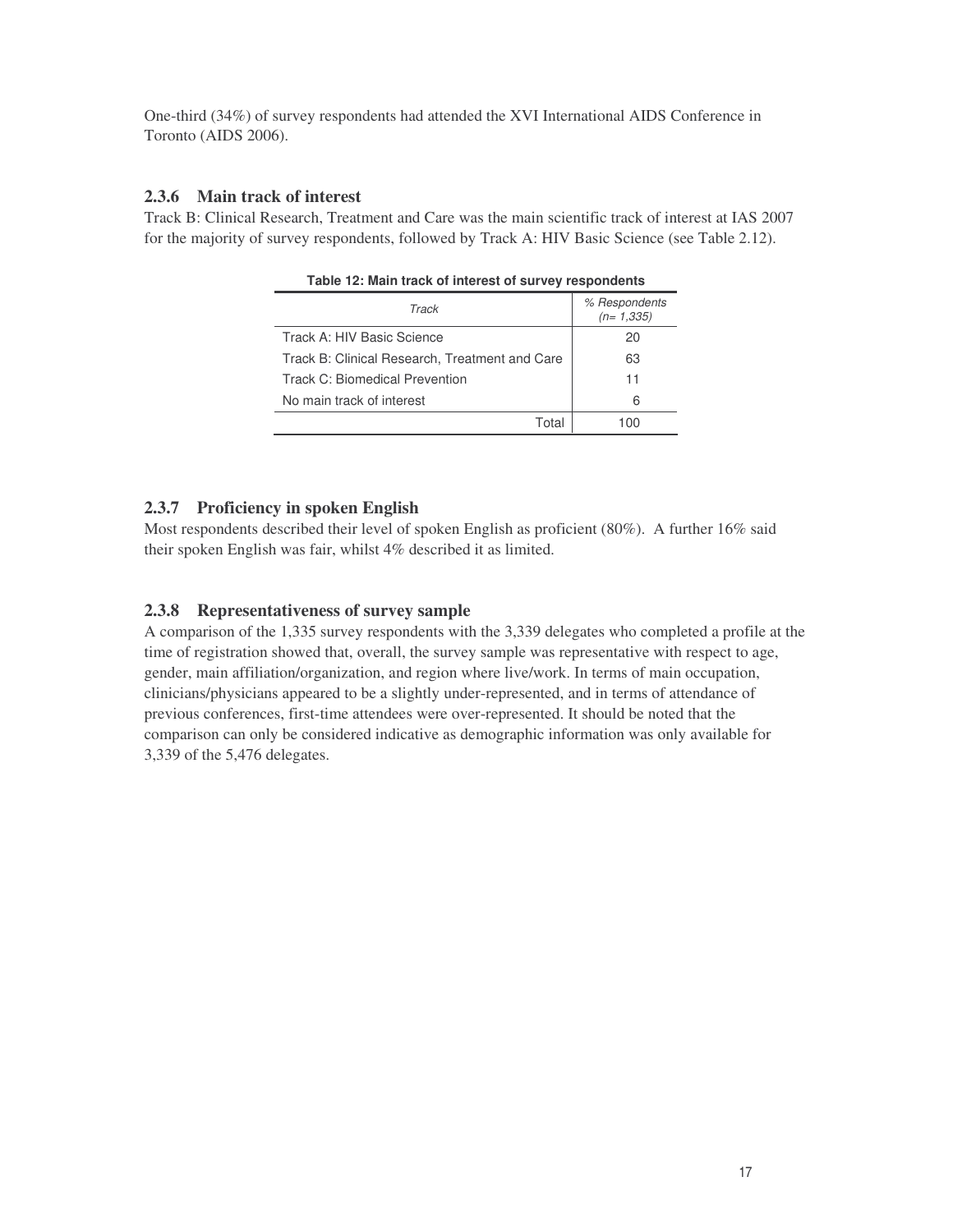One-third (34%) of survey respondents had attended the XVI International AIDS Conference in Toronto (AIDS 2006).

### 2.3.6 Main track of interest

Track B: Clinical Research, Treatment and Care was the main scientific track of interest at IAS 2007 for the majority of survey respondents, followed by Track A: HIV Basic Science (see Table 2.12).

**Table 12: Main track of interest of survey respondents**

| *Track* | *% Respondents (n= 1,335)* |
|---|---|
| Track A: HIV Basic Science | 20 |
| Track B: Clinical Research, Treatment and Care | 63 |
| Track C: Biomedical Prevention | 11 |
| No main track of interest | 6 |
| Total | 100 |

### 2.3.7 Proficiency in spoken English

Most respondents described their level of spoken English as proficient (80%). A further 16% said their spoken English was fair, whilst 4% described it as limited.

### 2.3.8 Representativeness of survey sample

A comparison of the 1,335 survey respondents with the 3,339 delegates who completed a profile at the time of registration showed that, overall, the survey sample was representative with respect to age, gender, main affiliation/organization, and region where live/work. In terms of main occupation, clinicians/physicians appeared to be a slightly under-represented, and in terms of attendance of previous conferences, first-time attendees were over-represented. It should be noted that the comparison can only be considered indicative as demographic information was only available for 3,339 of the 5,476 delegates.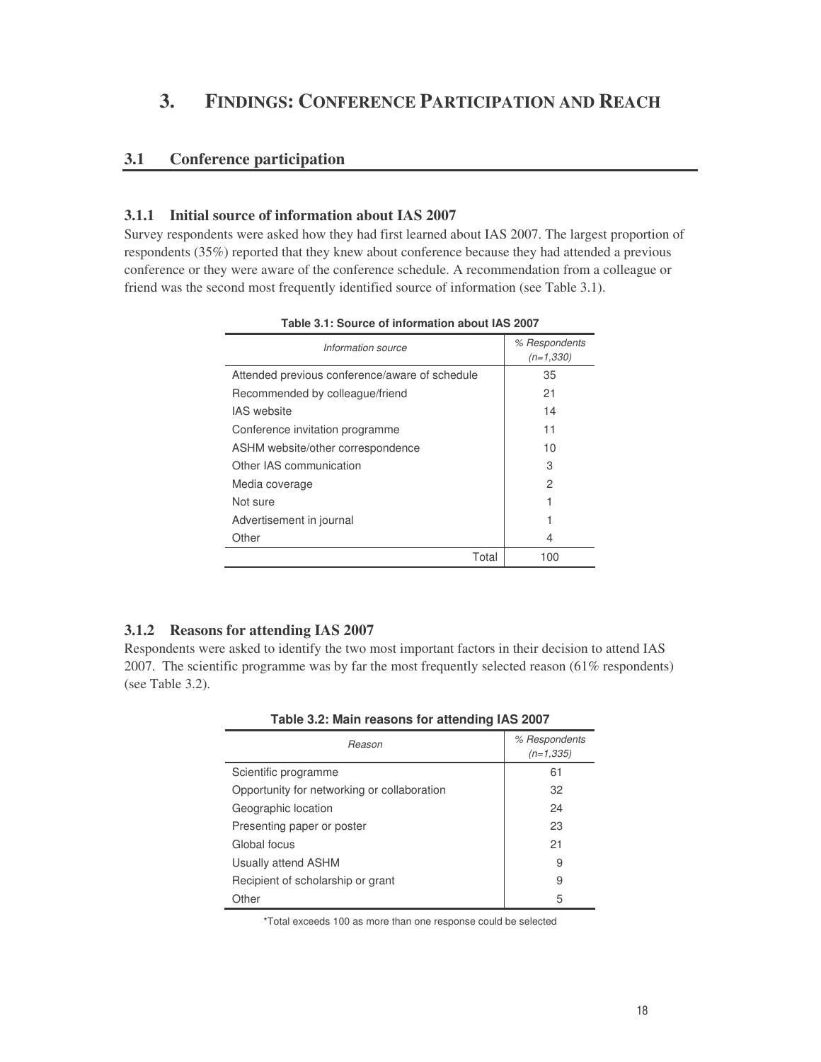# 3. FINDINGS: CONFERENCE PARTICIPATION AND REACH

## 3.1 Conference participation

### 3.1.1 Initial source of information about IAS 2007

Survey respondents were asked how they had first learned about IAS 2007. The largest proportion of respondents (35%) reported that they knew about conference because they had attended a previous conference or they were aware of the conference schedule. A recommendation from a colleague or friend was the second most frequently identified source of information (see Table 3.1).

**Table 3.1: Source of information about IAS 2007**

| *Information source* | *% Respondents (n=1,330)* |
|---|---|
| Attended previous conference/aware of schedule | 35 |
| Recommended by colleague/friend | 21 |
| IAS website | 14 |
| Conference invitation programme | 11 |
| ASHM website/other correspondence | 10 |
| Other IAS communication | 3 |
| Media coverage | 2 |
| Not sure | 1 |
| Advertisement in journal | 1 |
| Other | 4 |
| Total | 100 |

### 3.1.2 Reasons for attending IAS 2007

Respondents were asked to identify the two most important factors in their decision to attend IAS 2007. The scientific programme was by far the most frequently selected reason (61% respondents) (see Table 3.2).

**Table 3.2: Main reasons for attending IAS 2007**

| *Reason* | *% Respondents (n=1,335)* |
|---|---|
| Scientific programme | 61 |
| Opportunity for networking or collaboration | 32 |
| Geographic location | 24 |
| Presenting paper or poster | 23 |
| Global focus | 21 |
| Usually attend ASHM | 9 |
| Recipient of scholarship or grant | 9 |
| Other | 5 |

*Total exceeds 100 as more than one response could be selected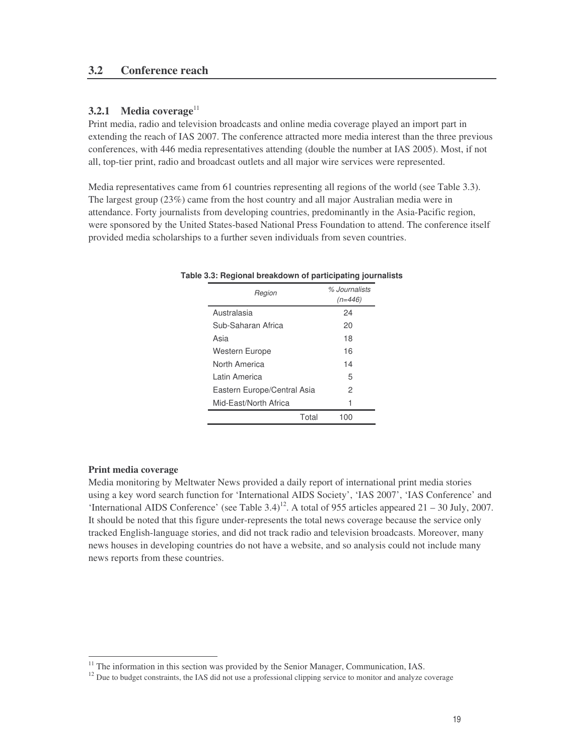## 3.2 Conference reach

### 3.2.1 Media coverage[11]

Print media, radio and television broadcasts and online media coverage played an import part in extending the reach of IAS 2007. The conference attracted more media interest than the three previous conferences, with 446 media representatives attending (double the number at IAS 2005). Most, if not all, top-tier print, radio and broadcast outlets and all major wire services were represented.

Media representatives came from 61 countries representing all regions of the world (see Table 3.3). The largest group (23%) came from the host country and all major Australian media were in attendance. Forty journalists from developing countries, predominantly in the Asia-Pacific region, were sponsored by the United States-based National Press Foundation to attend. The conference itself provided media scholarships to a further seven individuals from seven countries.

**Table 3.3: Regional breakdown of participating journalists**

| *Region* | *% Journalists (n=446)* |
|---|---|
| Australasia | 24 |
| Sub-Saharan Africa | 20 |
| Asia | 18 |
| Western Europe | 16 |
| North America | 14 |
| Latin America | 5 |
| Eastern Europe/Central Asia | 2 |
| Mid-East/North Africa | 1 |
| Total | 100 |

**Print media coverage**

Media monitoring by Meltwater News provided a daily report of international print media stories using a key word search function for 'International AIDS Society', 'IAS 2007', 'IAS Conference' and 'International AIDS Conference' (see Table 3.4)[12]. A total of 955 articles appeared 21 – 30 July, 2007. It should be noted that this figure under-represents the total news coverage because the service only tracked English-language stories, and did not track radio and television broadcasts. Moreover, many news houses in developing countries do not have a website, and so analysis could not include many news reports from these countries.

---

[11] The information in this section was provided by the Senior Manager, Communication, IAS.

[12] Due to budget constraints, the IAS did not use a professional clipping service to monitor and analyze coverage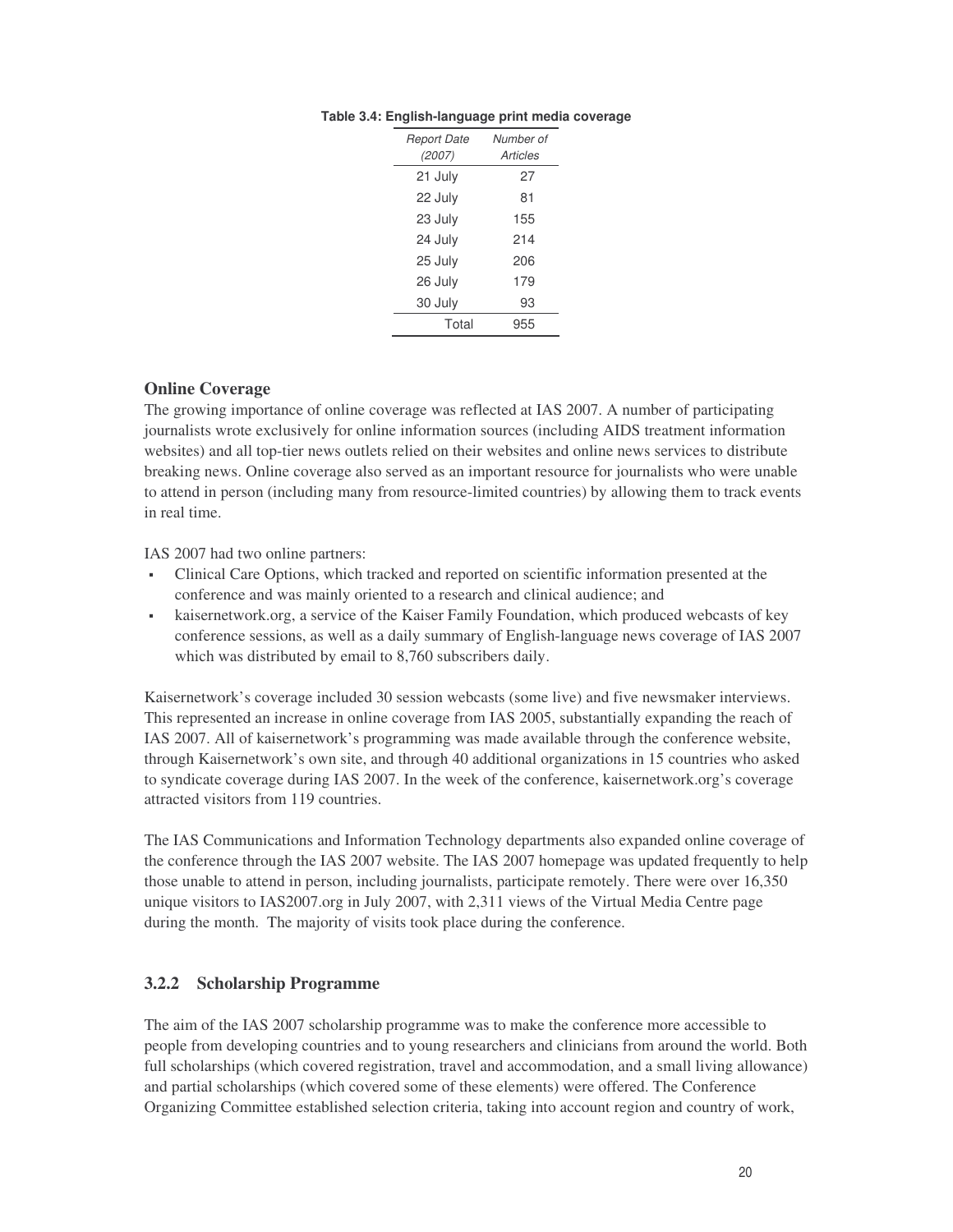**Table 3.4: English-language print media coverage**

| *Report Date (2007)* | *Number of Articles* |
|---|---|
| 21 July | 27 |
| 22 July | 81 |
| 23 July | 155 |
| 24 July | 214 |
| 25 July | 206 |
| 26 July | 179 |
| 30 July | 93 |
| Total | 955 |

### Online Coverage

The growing importance of online coverage was reflected at IAS 2007. A number of participating journalists wrote exclusively for online information sources (including AIDS treatment information websites) and all top-tier news outlets relied on their websites and online news services to distribute breaking news. Online coverage also served as an important resource for journalists who were unable to attend in person (including many from resource-limited countries) by allowing them to track events in real time.

IAS 2007 had two online partners:

- Clinical Care Options, which tracked and reported on scientific information presented at the conference and was mainly oriented to a research and clinical audience; and
- kaisernetwork.org, a service of the Kaiser Family Foundation, which produced webcasts of key conference sessions, as well as a daily summary of English-language news coverage of IAS 2007 which was distributed by email to 8,760 subscribers daily.

Kaisernetwork's coverage included 30 session webcasts (some live) and five newsmaker interviews. This represented an increase in online coverage from IAS 2005, substantially expanding the reach of IAS 2007. All of kaisernetwork's programming was made available through the conference website, through Kaisernetwork's own site, and through 40 additional organizations in 15 countries who asked to syndicate coverage during IAS 2007. In the week of the conference, kaisernetwork.org's coverage attracted visitors from 119 countries.

The IAS Communications and Information Technology departments also expanded online coverage of the conference through the IAS 2007 website. The IAS 2007 homepage was updated frequently to help those unable to attend in person, including journalists, participate remotely. There were over 16,350 unique visitors to IAS2007.org in July 2007, with 2,311 views of the Virtual Media Centre page during the month. The majority of visits took place during the conference.

### 3.2.2 Scholarship Programme

The aim of the IAS 2007 scholarship programme was to make the conference more accessible to people from developing countries and to young researchers and clinicians from around the world. Both full scholarships (which covered registration, travel and accommodation, and a small living allowance) and partial scholarships (which covered some of these elements) were offered. The Conference Organizing Committee established selection criteria, taking into account region and country of work,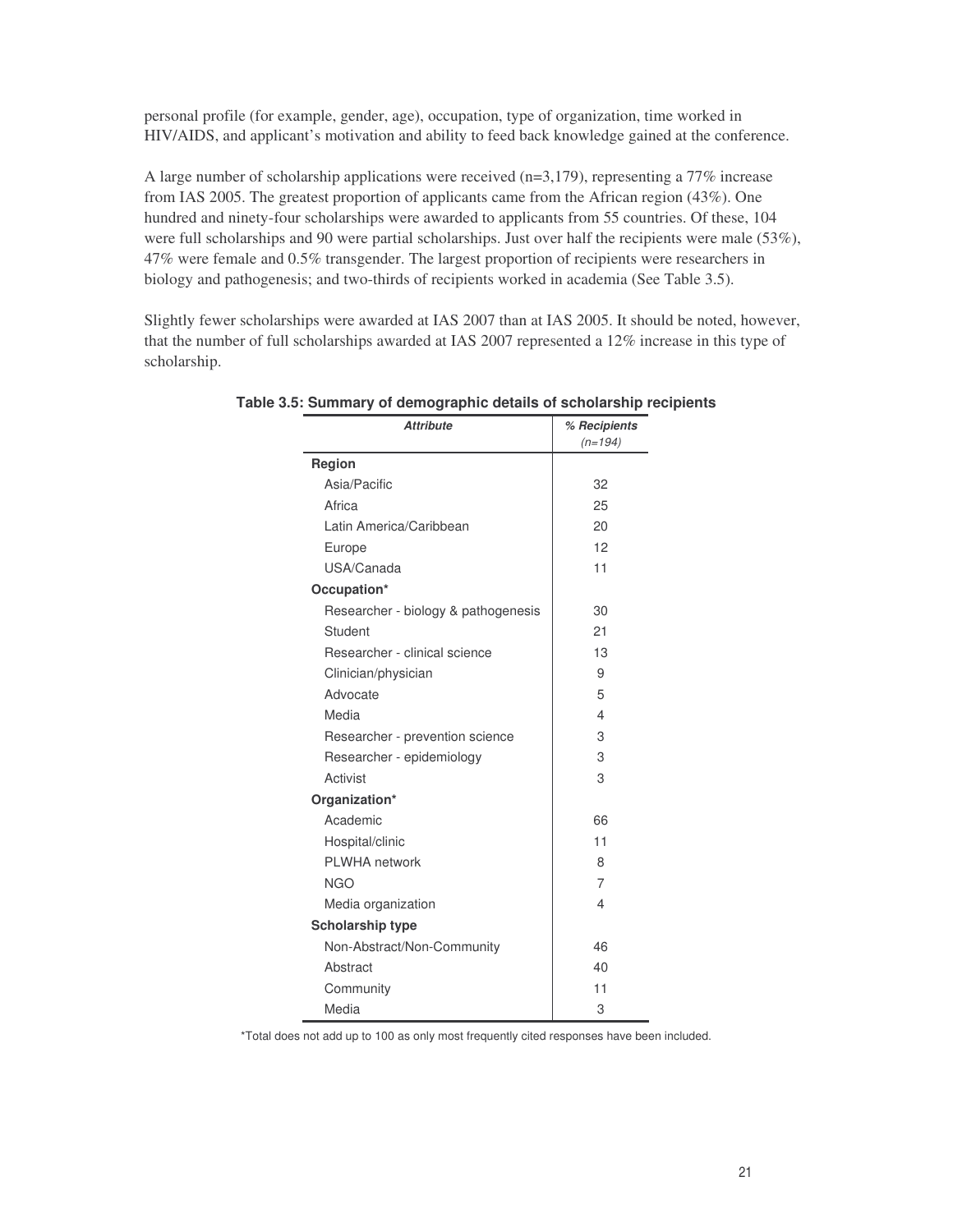personal profile (for example, gender, age), occupation, type of organization, time worked in HIV/AIDS, and applicant's motivation and ability to feed back knowledge gained at the conference.

A large number of scholarship applications were received (n=3,179), representing a 77% increase from IAS 2005. The greatest proportion of applicants came from the African region (43%). One hundred and ninety-four scholarships were awarded to applicants from 55 countries. Of these, 104 were full scholarships and 90 were partial scholarships. Just over half the recipients were male (53%), 47% were female and 0.5% transgender. The largest proportion of recipients were researchers in biology and pathogenesis; and two-thirds of recipients worked in academia (See Table 3.5).

Slightly fewer scholarships were awarded at IAS 2007 than at IAS 2005. It should be noted, however, that the number of full scholarships awarded at IAS 2007 represented a 12% increase in this type of scholarship.

**Table 3.5: Summary of demographic details of scholarship recipients**

| *Attribute* | *% Recipients (n=194)* |
|---|---|
| **Region** | |
| Asia/Pacific | 32 |
| Africa | 25 |
| Latin America/Caribbean | 20 |
| Europe | 12 |
| USA/Canada | 11 |
| **Occupation*** | |
| Researcher - biology & pathogenesis | 30 |
| Student | 21 |
| Researcher - clinical science | 13 |
| Clinician/physician | 9 |
| Advocate | 5 |
| Media | 4 |
| Researcher - prevention science | 3 |
| Researcher - epidemiology | 3 |
| Activist | 3 |
| **Organization*** | |
| Academic | 66 |
| Hospital/clinic | 11 |
| PLWHA network | 8 |
| NGO | 7 |
| Media organization | 4 |
| **Scholarship type** | |
| Non-Abstract/Non-Community | 46 |
| Abstract | 40 |
| Community | 11 |
| Media | 3 |

*Total does not add up to 100 as only most frequently cited responses have been included.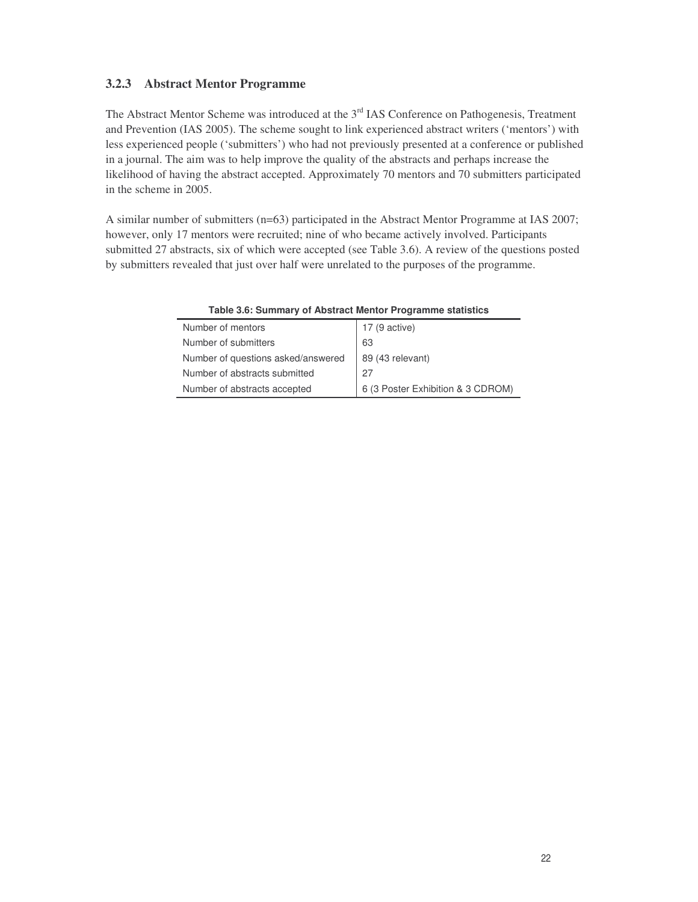### 3.2.3 Abstract Mentor Programme

The Abstract Mentor Scheme was introduced at the 3rd IAS Conference on Pathogenesis, Treatment and Prevention (IAS 2005). The scheme sought to link experienced abstract writers ('mentors') with less experienced people ('submitters') who had not previously presented at a conference or published in a journal. The aim was to help improve the quality of the abstracts and perhaps increase the likelihood of having the abstract accepted. Approximately 70 mentors and 70 submitters participated in the scheme in 2005.

A similar number of submitters (n=63) participated in the Abstract Mentor Programme at IAS 2007; however, only 17 mentors were recruited; nine of who became actively involved. Participants submitted 27 abstracts, six of which were accepted (see Table 3.6). A review of the questions posted by submitters revealed that just over half were unrelated to the purposes of the programme.

**Table 3.6: Summary of Abstract Mentor Programme statistics**

| | |
|---|---|
| Number of mentors | 17 (9 active) |
| Number of submitters | 63 |
| Number of questions asked/answered | 89 (43 relevant) |
| Number of abstracts submitted | 27 |
| Number of abstracts accepted | 6 (3 Poster Exhibition & 3 CDROM) |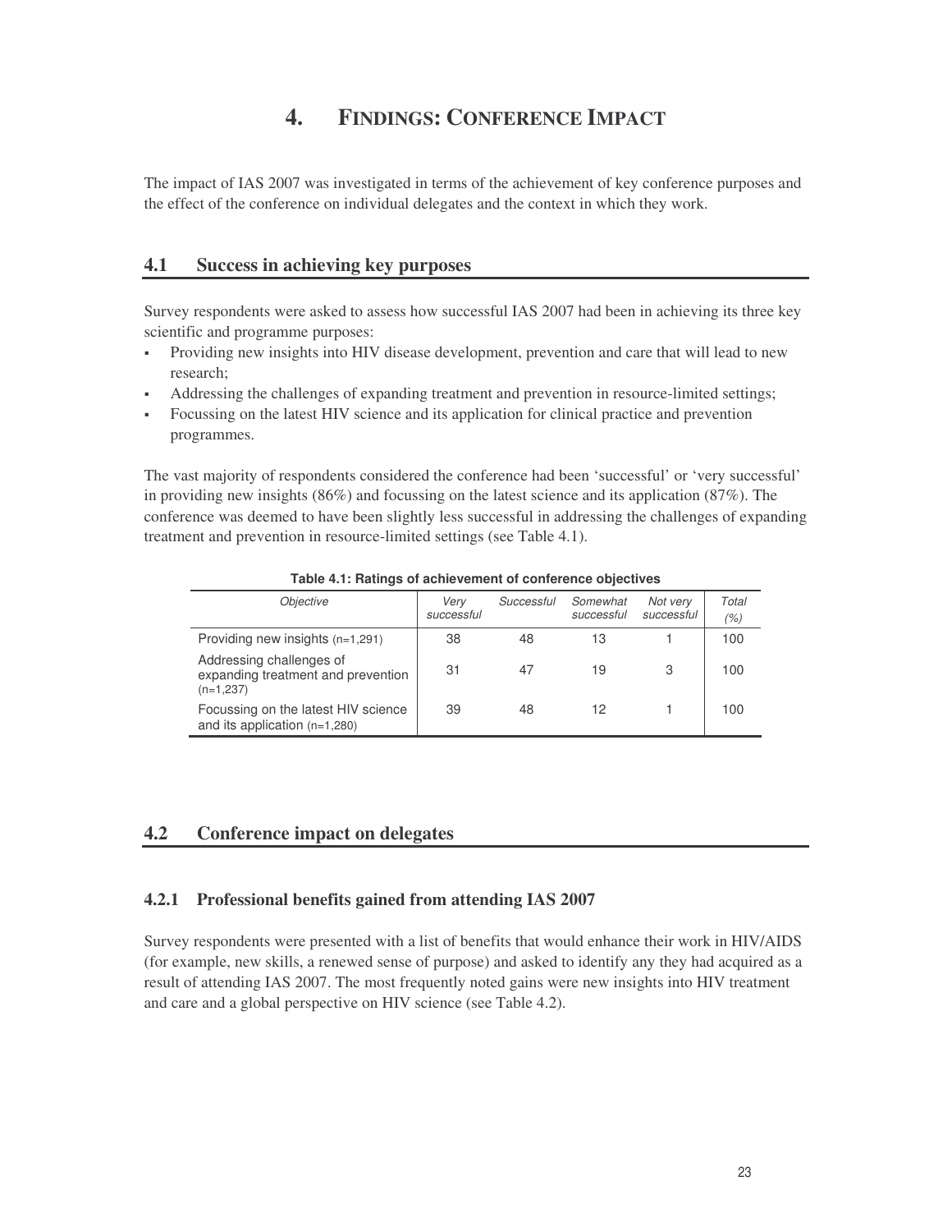# 4. FINDINGS: CONFERENCE IMPACT

The impact of IAS 2007 was investigated in terms of the achievement of key conference purposes and the effect of the conference on individual delegates and the context in which they work.

## 4.1 Success in achieving key purposes

Survey respondents were asked to assess how successful IAS 2007 had been in achieving its three key scientific and programme purposes:

- Providing new insights into HIV disease development, prevention and care that will lead to new research;
- Addressing the challenges of expanding treatment and prevention in resource-limited settings;
- Focussing on the latest HIV science and its application for clinical practice and prevention programmes.

The vast majority of respondents considered the conference had been 'successful' or 'very successful' in providing new insights (86%) and focussing on the latest science and its application (87%). The conference was deemed to have been slightly less successful in addressing the challenges of expanding treatment and prevention in resource-limited settings (see Table 4.1).

**Table 4.1: Ratings of achievement of conference objectives**

| *Objective* | *Very successful* | *Successful* | *Somewhat successful* | *Not very successful* | *Total (%)* |
|---|---|---|---|---|---|
| Providing new insights (n=1,291) | 38 | 48 | 13 | 1 | 100 |
| Addressing challenges of expanding treatment and prevention (n=1,237) | 31 | 47 | 19 | 3 | 100 |
| Focussing on the latest HIV science and its application (n=1,280) | 39 | 48 | 12 | 1 | 100 |

## 4.2 Conference impact on delegates

### 4.2.1 Professional benefits gained from attending IAS 2007

Survey respondents were presented with a list of benefits that would enhance their work in HIV/AIDS (for example, new skills, a renewed sense of purpose) and asked to identify any they had acquired as a result of attending IAS 2007. The most frequently noted gains were new insights into HIV treatment and care and a global perspective on HIV science (see Table 4.2).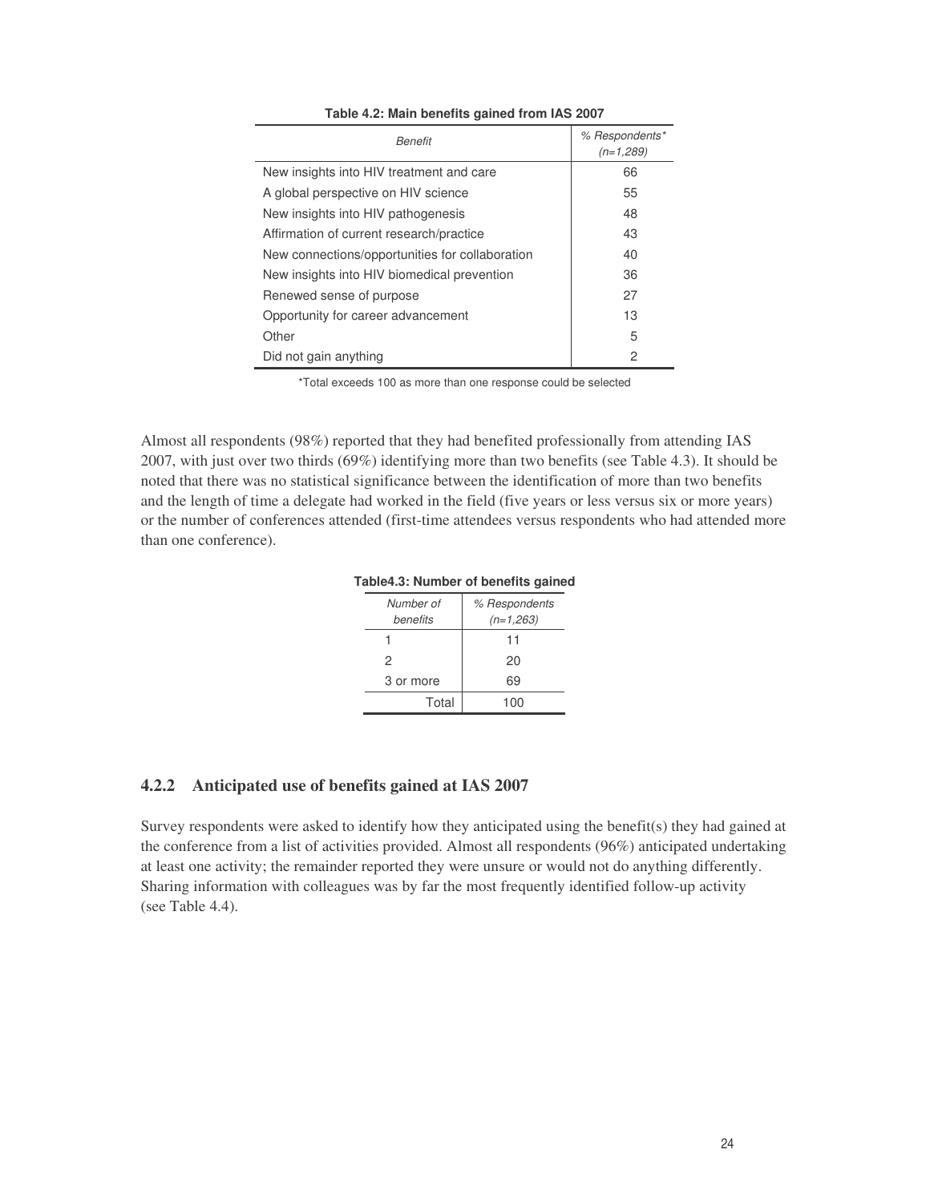**Table 4.2: Main benefits gained from IAS 2007**

| *Benefit* | *% Respondents* (n=1,289)* |
|---|---|
| New insights into HIV treatment and care | 66 |
| A global perspective on HIV science | 55 |
| New insights into HIV pathogenesis | 48 |
| Affirmation of current research/practice | 43 |
| New connections/opportunities for collaboration | 40 |
| New insights into HIV biomedical prevention | 36 |
| Renewed sense of purpose | 27 |
| Opportunity for career advancement | 13 |
| Other | 5 |
| Did not gain anything | 2 |

*Total exceeds 100 as more than one response could be selected

Almost all respondents (98%) reported that they had benefited professionally from attending IAS 2007, with just over two thirds (69%) identifying more than two benefits (see Table 4.3). It should be noted that there was no statistical significance between the identification of more than two benefits and the length of time a delegate had worked in the field (five years or less versus six or more years) or the number of conferences attended (first-time attendees versus respondents who had attended more than one conference).

**Table4.3: Number of benefits gained**

| *Number of benefits* | *% Respondents (n=1,263)* |
|---|---|
| 1 | 11 |
| 2 | 20 |
| 3 or more | 69 |
| Total | 100 |

### 4.2.2 Anticipated use of benefits gained at IAS 2007

Survey respondents were asked to identify how they anticipated using the benefit(s) they had gained at the conference from a list of activities provided. Almost all respondents (96%) anticipated undertaking at least one activity; the remainder reported they were unsure or would not do anything differently. Sharing information with colleagues was by far the most frequently identified follow-up activity (see Table 4.4).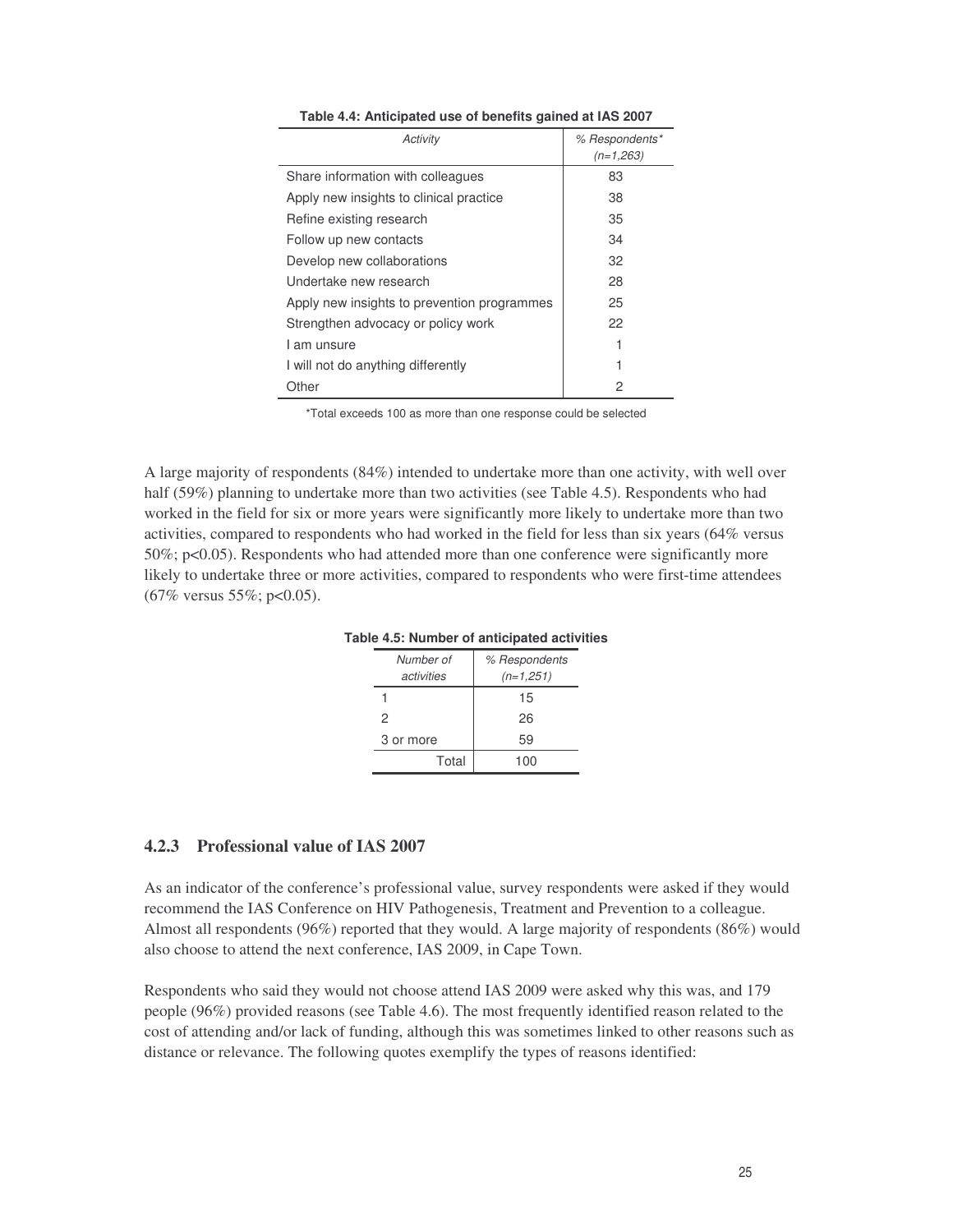**Table 4.4: Anticipated use of benefits gained at IAS 2007**

| *Activity* | *% Respondents\* (n=1,263)* |
|---|---|
| Share information with colleagues | 83 |
| Apply new insights to clinical practice | 38 |
| Refine existing research | 35 |
| Follow up new contacts | 34 |
| Develop new collaborations | 32 |
| Undertake new research | 28 |
| Apply new insights to prevention programmes | 25 |
| Strengthen advocacy or policy work | 22 |
| I am unsure | 1 |
| I will not do anything differently | 1 |
| Other | 2 |

\*Total exceeds 100 as more than one response could be selected

A large majority of respondents (84%) intended to undertake more than one activity, with well over half (59%) planning to undertake more than two activities (see Table 4.5). Respondents who had worked in the field for six or more years were significantly more likely to undertake more than two activities, compared to respondents who had worked in the field for less than six years (64% versus 50%; $p<0.05$). Respondents who had attended more than one conference were significantly more likely to undertake three or more activities, compared to respondents who were first-time attendees (67% versus 55%; $p<0.05$).

**Table 4.5: Number of anticipated activities**

| *Number of activities* | *% Respondents (n=1,251)* |
|---|---|
| 1 | 15 |
| 2 | 26 |
| 3 or more | 59 |
| Total | 100 |

### 4.2.3 Professional value of IAS 2007

As an indicator of the conference's professional value, survey respondents were asked if they would recommend the IAS Conference on HIV Pathogenesis, Treatment and Prevention to a colleague. Almost all respondents (96%) reported that they would. A large majority of respondents (86%) would also choose to attend the next conference, IAS 2009, in Cape Town.

Respondents who said they would not choose attend IAS 2009 were asked why this was, and 179 people (96%) provided reasons (see Table 4.6). The most frequently identified reason related to the cost of attending and/or lack of funding, although this was sometimes linked to other reasons such as distance or relevance. The following quotes exemplify the types of reasons identified: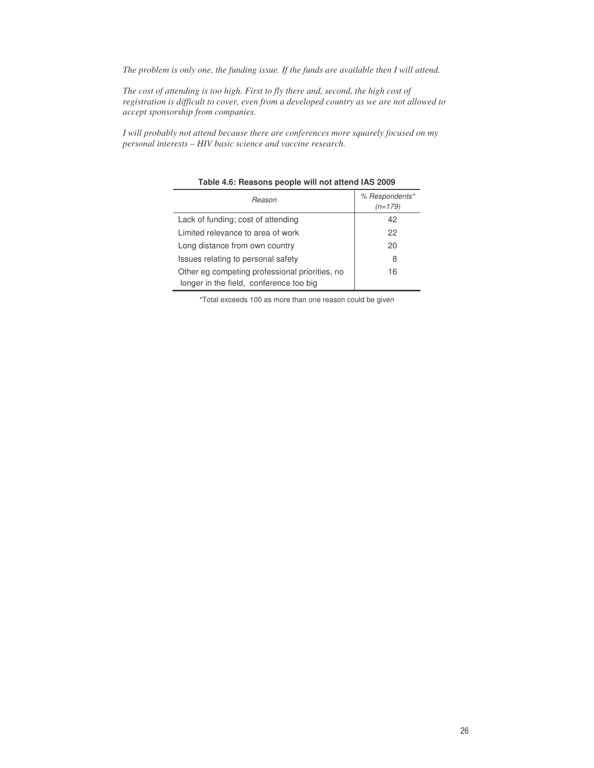*The problem is only one, the funding issue. If the funds are available then I will attend.*

*The cost of attending is too high. First to fly there and, second, the high cost of registration is difficult to cover, even from a developed country as we are not allowed to accept sponsorship from companies.*

*I will probably not attend because there are conferences more squarely focused on my personal interests – HIV basic science and vaccine research.*

**Table 4.6: Reasons people will not attend IAS 2009**

| *Reason* | *% Respondents\* (n=179)* |
|---|---|
| Lack of funding; cost of attending | 42 |
| Limited relevance to area of work | 22 |
| Long distance from own country | 20 |
| Issues relating to personal safety | 8 |
| Other eg competing professional priorities, no longer in the field, conference too big | 16 |

\*Total exceeds 100 as more than one reason could be given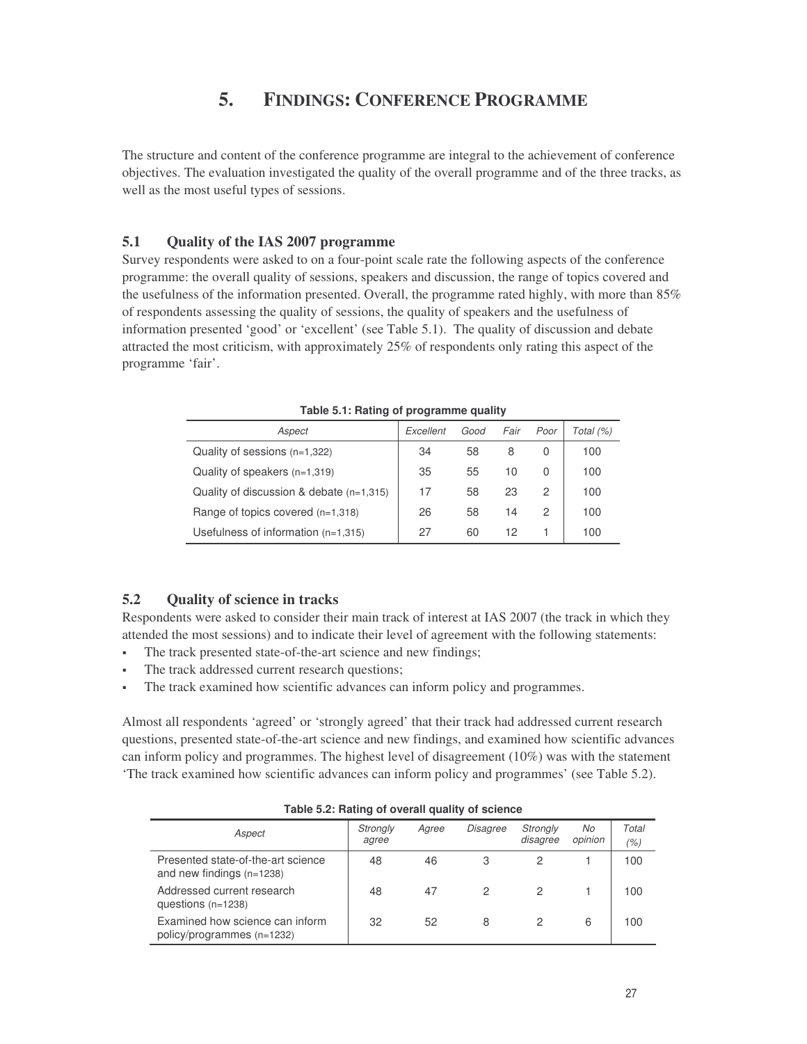# 5. FINDINGS: CONFERENCE PROGRAMME

The structure and content of the conference programme are integral to the achievement of conference objectives. The evaluation investigated the quality of the overall programme and of the three tracks, as well as the most useful types of sessions.

## 5.1 Quality of the IAS 2007 programme

Survey respondents were asked to on a four-point scale rate the following aspects of the conference programme: the overall quality of sessions, speakers and discussion, the range of topics covered and the usefulness of the information presented. Overall, the programme rated highly, with more than 85% of respondents assessing the quality of sessions, the quality of speakers and the usefulness of information presented 'good' or 'excellent' (see Table 5.1). The quality of discussion and debate attracted the most criticism, with approximately 25% of respondents only rating this aspect of the programme 'fair'.

**Table 5.1: Rating of programme quality**

| *Aspect* | *Excellent* | *Good* | *Fair* | *Poor* | *Total (%)* |
|---|---|---|---|---|---|
| Quality of sessions (n=1,322) | 34 | 58 | 8 | 0 | 100 |
| Quality of speakers (n=1,319) | 35 | 55 | 10 | 0 | 100 |
| Quality of discussion & debate (n=1,315) | 17 | 58 | 23 | 2 | 100 |
| Range of topics covered (n=1,318) | 26 | 58 | 14 | 2 | 100 |
| Usefulness of information (n=1,315) | 27 | 60 | 12 | 1 | 100 |

## 5.2 Quality of science in tracks

Respondents were asked to consider their main track of interest at IAS 2007 (the track in which they attended the most sessions) and to indicate their level of agreement with the following statements:

- The track presented state-of-the-art science and new findings;
- The track addressed current research questions;
- The track examined how scientific advances can inform policy and programmes.

Almost all respondents 'agreed' or 'strongly agreed' that their track had addressed current research questions, presented state-of-the-art science and new findings, and examined how scientific advances can inform policy and programmes. The highest level of disagreement (10%) was with the statement 'The track examined how scientific advances can inform policy and programmes' (see Table 5.2).

**Table 5.2: Rating of overall quality of science**

| *Aspect* | *Strongly agree* | *Agree* | *Disagree* | *Strongly disagree* | *No opinion* | *Total (%)* |
|---|---|---|---|---|---|---|
| Presented state-of-the-art science and new findings (n=1238) | 48 | 46 | 3 | 2 | 1 | 100 |
| Addressed current research questions (n=1238) | 48 | 47 | 2 | 2 | 1 | 100 |
| Examined how science can inform policy/programmes (n=1232) | 32 | 52 | 8 | 2 | 6 | 100 |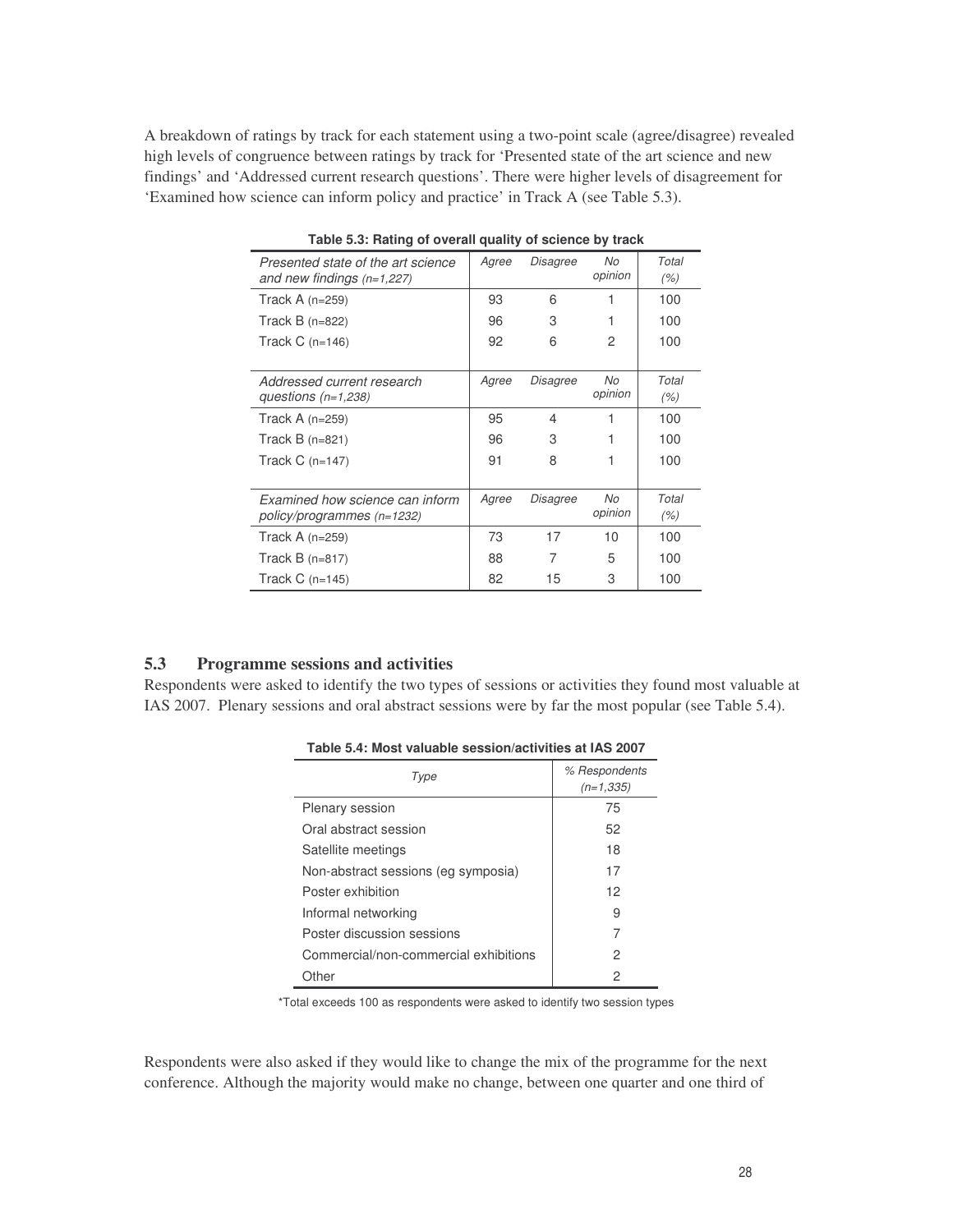A breakdown of ratings by track for each statement using a two-point scale (agree/disagree) revealed high levels of congruence between ratings by track for 'Presented state of the art science and new findings' and 'Addressed current research questions'. There were higher levels of disagreement for 'Examined how science can inform policy and practice' in Track A (see Table 5.3).

**Table 5.3: Rating of overall quality of science by track**

| *Presented state of the art science and new findings (n=1,227)* | *Agree* | *Disagree* | *No opinion* | *Total (%)* |
|---|---|---|---|---|
| Track A (n=259) | 93 | 6 | 1 | 100 |
| Track B (n=822) | 96 | 3 | 1 | 100 |
| Track C (n=146) | 92 | 6 | 2 | 100 |
| *Addressed current research questions (n=1,238)* | *Agree* | *Disagree* | *No opinion* | *Total (%)* |
| Track A (n=259) | 95 | 4 | 1 | 100 |
| Track B (n=821) | 96 | 3 | 1 | 100 |
| Track C (n=147) | 91 | 8 | 1 | 100 |
| *Examined how science can inform policy/programmes (n=1232)* | *Agree* | *Disagree* | *No opinion* | *Total (%)* |
| Track A (n=259) | 73 | 17 | 10 | 100 |
| Track B (n=817) | 88 | 7 | 5 | 100 |
| Track C (n=145) | 82 | 15 | 3 | 100 |

## 5.3 Programme sessions and activities

Respondents were asked to identify the two types of sessions or activities they found most valuable at IAS 2007. Plenary sessions and oral abstract sessions were by far the most popular (see Table 5.4).

**Table 5.4: Most valuable session/activities at IAS 2007**

| *Type* | *% Respondents (n=1,335)* |
|---|---|
| Plenary session | 75 |
| Oral abstract session | 52 |
| Satellite meetings | 18 |
| Non-abstract sessions (eg symposia) | 17 |
| Poster exhibition | 12 |
| Informal networking | 9 |
| Poster discussion sessions | 7 |
| Commercial/non-commercial exhibitions | 2 |
| Other | 2 |

*Total exceeds 100 as respondents were asked to identify two session types

Respondents were also asked if they would like to change the mix of the programme for the next conference. Although the majority would make no change, between one quarter and one third of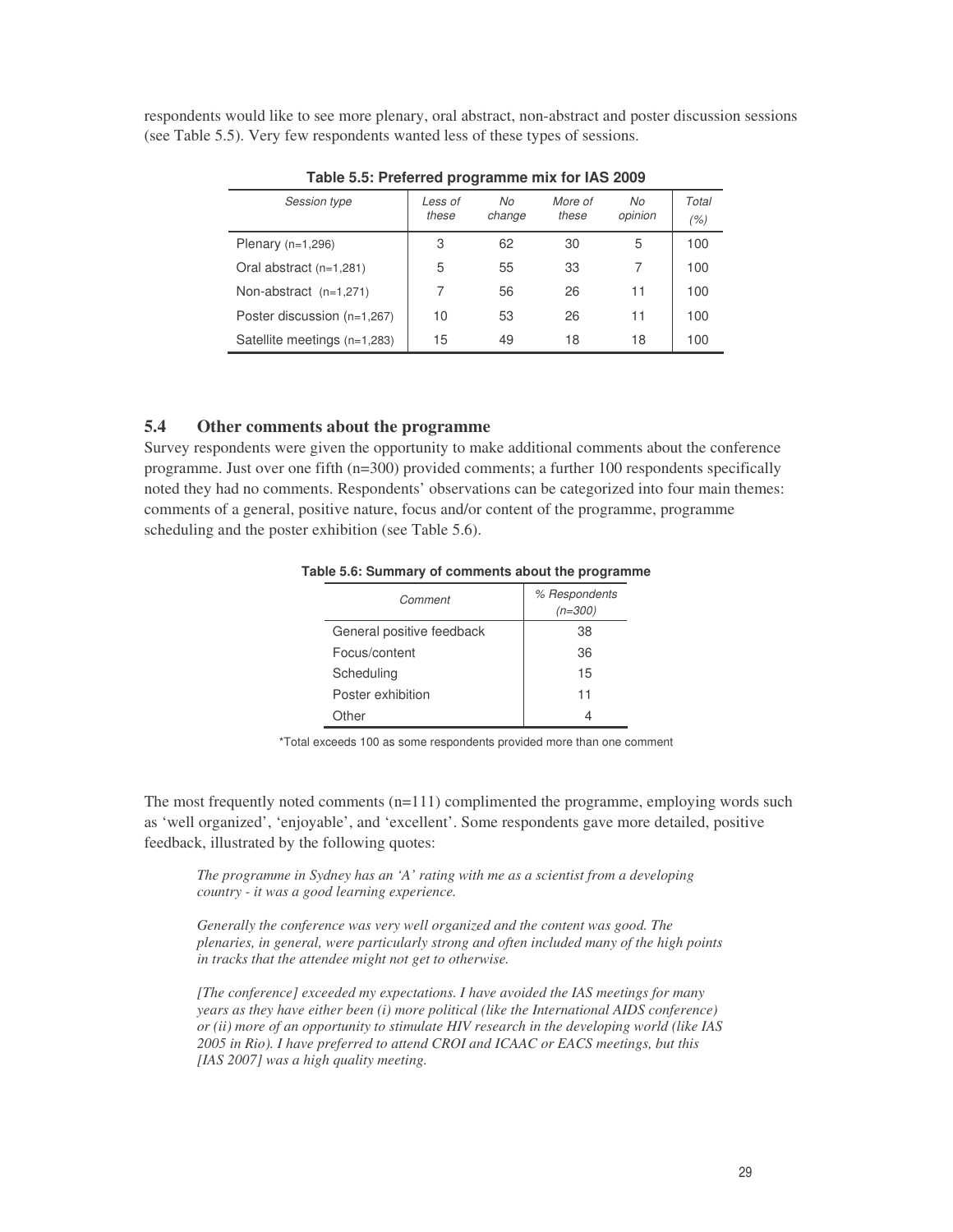respondents would like to see more plenary, oral abstract, non-abstract and poster discussion sessions (see Table 5.5). Very few respondents wanted less of these types of sessions.

**Table 5.5: Preferred programme mix for IAS 2009**

| *Session type* | *Less of these* | *No change* | *More of these* | *No opinion* | *Total (%)* |
|---|---|---|---|---|---|
| Plenary (n=1,296) | 3 | 62 | 30 | 5 | 100 |
| Oral abstract (n=1,281) | 5 | 55 | 33 | 7 | 100 |
| Non-abstract (n=1,271) | 7 | 56 | 26 | 11 | 100 |
| Poster discussion (n=1,267) | 10 | 53 | 26 | 11 | 100 |
| Satellite meetings (n=1,283) | 15 | 49 | 18 | 18 | 100 |

## 5.4 Other comments about the programme

Survey respondents were given the opportunity to make additional comments about the conference programme. Just over one fifth (n=300) provided comments; a further 100 respondents specifically noted they had no comments. Respondents' observations can be categorized into four main themes: comments of a general, positive nature, focus and/or content of the programme, programme scheduling and the poster exhibition (see Table 5.6).

**Table 5.6: Summary of comments about the programme**

| *Comment* | *% Respondents (n=300)* |
|---|---|
| General positive feedback | 38 |
| Focus/content | 36 |
| Scheduling | 15 |
| Poster exhibition | 11 |
| Other | 4 |

*Total exceeds 100 as some respondents provided more than one comment

The most frequently noted comments (n=111) complimented the programme, employing words such as 'well organized', 'enjoyable', and 'excellent'. Some respondents gave more detailed, positive feedback, illustrated by the following quotes:

> *The programme in Sydney has an 'A' rating with me as a scientist from a developing country - it was a good learning experience.*
>
> *Generally the conference was very well organized and the content was good. The plenaries, in general, were particularly strong and often included many of the high points in tracks that the attendee might not get to otherwise.*
>
> *[The conference] exceeded my expectations. I have avoided the IAS meetings for many years as they have either been (i) more political (like the International AIDS conference) or (ii) more of an opportunity to stimulate HIV research in the developing world (like IAS 2005 in Rio). I have preferred to attend CROI and ICAAC or EACS meetings, but this [IAS 2007] was a high quality meeting.*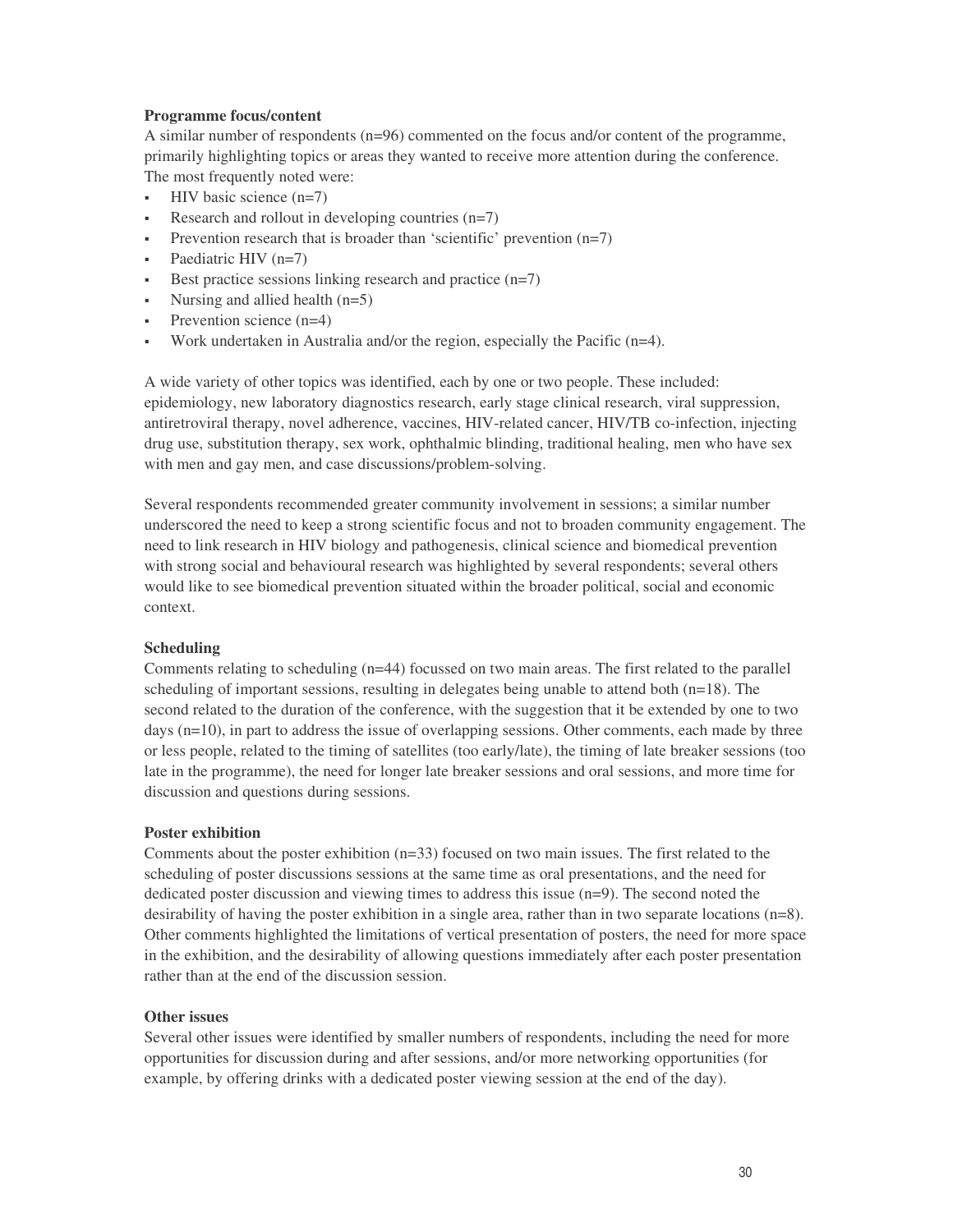**Programme focus/content**

A similar number of respondents (n=96) commented on the focus and/or content of the programme, primarily highlighting topics or areas they wanted to receive more attention during the conference. The most frequently noted were:

- HIV basic science (n=7)
- Research and rollout in developing countries (n=7)
- Prevention research that is broader than 'scientific' prevention (n=7)
- Paediatric HIV (n=7)
- Best practice sessions linking research and practice (n=7)
- Nursing and allied health (n=5)
- Prevention science (n=4)
- Work undertaken in Australia and/or the region, especially the Pacific (n=4).

A wide variety of other topics was identified, each by one or two people. These included: epidemiology, new laboratory diagnostics research, early stage clinical research, viral suppression, antiretroviral therapy, novel adherence, vaccines, HIV-related cancer, HIV/TB co-infection, injecting drug use, substitution therapy, sex work, ophthalmic blinding, traditional healing, men who have sex with men and gay men, and case discussions/problem-solving.

Several respondents recommended greater community involvement in sessions; a similar number underscored the need to keep a strong scientific focus and not to broaden community engagement. The need to link research in HIV biology and pathogenesis, clinical science and biomedical prevention with strong social and behavioural research was highlighted by several respondents; several others would like to see biomedical prevention situated within the broader political, social and economic context.

**Scheduling**

Comments relating to scheduling (n=44) focussed on two main areas. The first related to the parallel scheduling of important sessions, resulting in delegates being unable to attend both (n=18). The second related to the duration of the conference, with the suggestion that it be extended by one to two days (n=10), in part to address the issue of overlapping sessions. Other comments, each made by three or less people, related to the timing of satellites (too early/late), the timing of late breaker sessions (too late in the programme), the need for longer late breaker sessions and oral sessions, and more time for discussion and questions during sessions.

**Poster exhibition**

Comments about the poster exhibition (n=33) focused on two main issues. The first related to the scheduling of poster discussions sessions at the same time as oral presentations, and the need for dedicated poster discussion and viewing times to address this issue (n=9). The second noted the desirability of having the poster exhibition in a single area, rather than in two separate locations (n=8). Other comments highlighted the limitations of vertical presentation of posters, the need for more space in the exhibition, and the desirability of allowing questions immediately after each poster presentation rather than at the end of the discussion session.

**Other issues**

Several other issues were identified by smaller numbers of respondents, including the need for more opportunities for discussion during and after sessions, and/or more networking opportunities (for example, by offering drinks with a dedicated poster viewing session at the end of the day).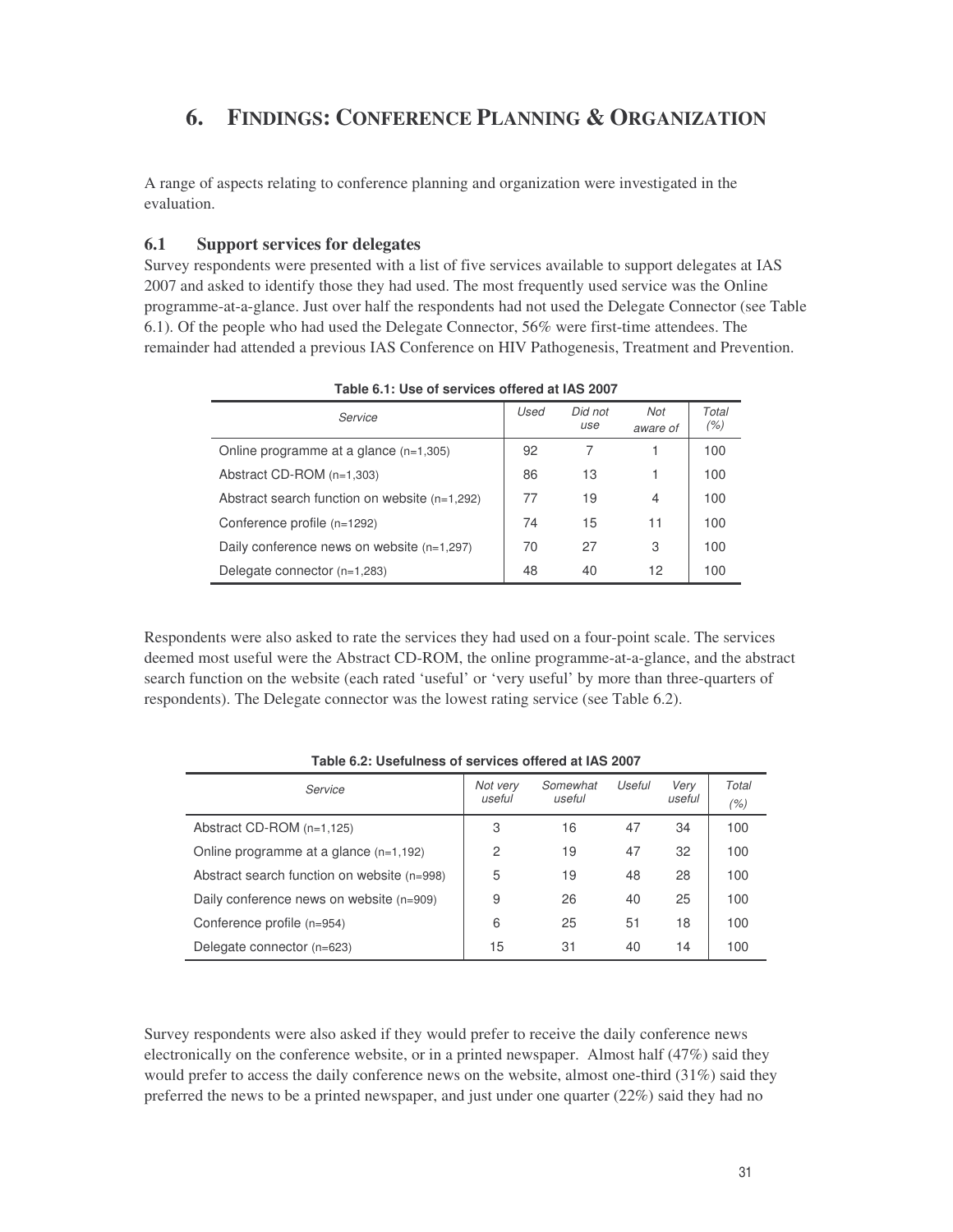# 6. FINDINGS: CONFERENCE PLANNING & ORGANIZATION

A range of aspects relating to conference planning and organization were investigated in the evaluation.

## 6.1 Support services for delegates

Survey respondents were presented with a list of five services available to support delegates at IAS 2007 and asked to identify those they had used. The most frequently used service was the Online programme-at-a-glance. Just over half the respondents had not used the Delegate Connector (see Table 6.1). Of the people who had used the Delegate Connector, 56% were first-time attendees. The remainder had attended a previous IAS Conference on HIV Pathogenesis, Treatment and Prevention.

**Table 6.1: Use of services offered at IAS 2007**

| *Service* | *Used* | *Did not use* | *Not aware of* | *Total (%)* |
|---|---|---|---|---|
| Online programme at a glance (n=1,305) | 92 | 7 | 1 | 100 |
| Abstract CD-ROM (n=1,303) | 86 | 13 | 1 | 100 |
| Abstract search function on website (n=1,292) | 77 | 19 | 4 | 100 |
| Conference profile (n=1292) | 74 | 15 | 11 | 100 |
| Daily conference news on website (n=1,297) | 70 | 27 | 3 | 100 |
| Delegate connector (n=1,283) | 48 | 40 | 12 | 100 |

Respondents were also asked to rate the services they had used on a four-point scale. The services deemed most useful were the Abstract CD-ROM, the online programme-at-a-glance, and the abstract search function on the website (each rated 'useful' or 'very useful' by more than three-quarters of respondents). The Delegate connector was the lowest rating service (see Table 6.2).

**Table 6.2: Usefulness of services offered at IAS 2007**

| *Service* | *Not very useful* | *Somewhat useful* | *Useful* | *Very useful* | *Total (%)* |
|---|---|---|---|---|---|
| Abstract CD-ROM (n=1,125) | 3 | 16 | 47 | 34 | 100 |
| Online programme at a glance (n=1,192) | 2 | 19 | 47 | 32 | 100 |
| Abstract search function on website (n=998) | 5 | 19 | 48 | 28 | 100 |
| Daily conference news on website (n=909) | 9 | 26 | 40 | 25 | 100 |
| Conference profile (n=954) | 6 | 25 | 51 | 18 | 100 |
| Delegate connector (n=623) | 15 | 31 | 40 | 14 | 100 |

Survey respondents were also asked if they would prefer to receive the daily conference news electronically on the conference website, or in a printed newspaper. Almost half (47%) said they would prefer to access the daily conference news on the website, almost one-third (31%) said they preferred the news to be a printed newspaper, and just under one quarter (22%) said they had no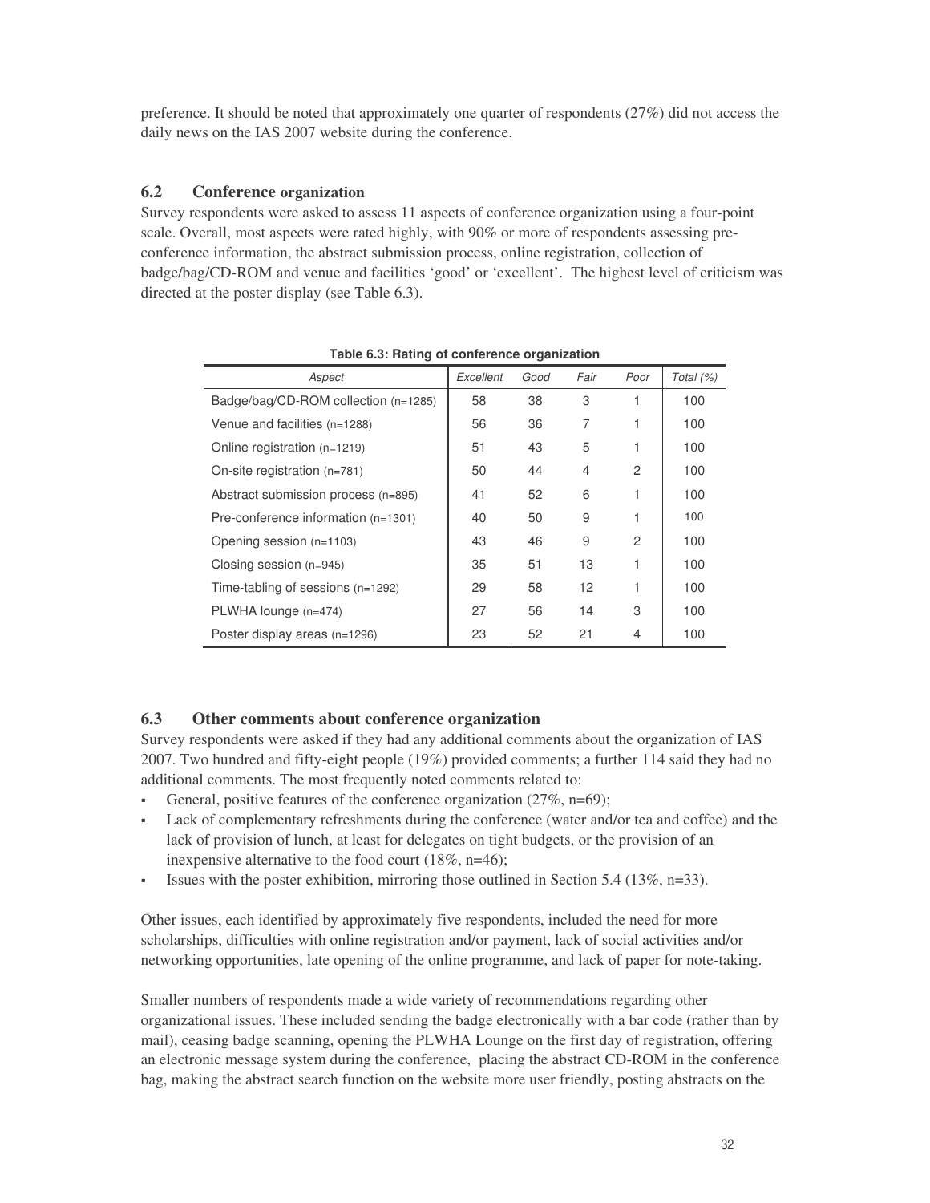preference. It should be noted that approximately one quarter of respondents (27%) did not access the daily news on the IAS 2007 website during the conference.

## 6.2 Conference organization

Survey respondents were asked to assess 11 aspects of conference organization using a four-point scale. Overall, most aspects were rated highly, with 90% or more of respondents assessing pre-conference information, the abstract submission process, online registration, collection of badge/bag/CD-ROM and venue and facilities 'good' or 'excellent'. The highest level of criticism was directed at the poster display (see Table 6.3).

**Table 6.3: Rating of conference organization**

| *Aspect* | *Excellent* | *Good* | *Fair* | *Poor* | *Total (%)* |
|---|---|---|---|---|---|
| Badge/bag/CD-ROM collection (n=1285) | 58 | 38 | 3 | 1 | 100 |
| Venue and facilities (n=1288) | 56 | 36 | 7 | 1 | 100 |
| Online registration (n=1219) | 51 | 43 | 5 | 1 | 100 |
| On-site registration (n=781) | 50 | 44 | 4 | 2 | 100 |
| Abstract submission process (n=895) | 41 | 52 | 6 | 1 | 100 |
| Pre-conference information (n=1301) | 40 | 50 | 9 | 1 | 100 |
| Opening session (n=1103) | 43 | 46 | 9 | 2 | 100 |
| Closing session (n=945) | 35 | 51 | 13 | 1 | 100 |
| Time-tabling of sessions (n=1292) | 29 | 58 | 12 | 1 | 100 |
| PLWHA lounge (n=474) | 27 | 56 | 14 | 3 | 100 |
| Poster display areas (n=1296) | 23 | 52 | 21 | 4 | 100 |

## 6.3 Other comments about conference organization

Survey respondents were asked if they had any additional comments about the organization of IAS 2007. Two hundred and fifty-eight people (19%) provided comments; a further 114 said they had no additional comments. The most frequently noted comments related to:

- General, positive features of the conference organization (27%, n=69);
- Lack of complementary refreshments during the conference (water and/or tea and coffee) and the lack of provision of lunch, at least for delegates on tight budgets, or the provision of an inexpensive alternative to the food court (18%, n=46);
- Issues with the poster exhibition, mirroring those outlined in Section 5.4 (13%, n=33).

Other issues, each identified by approximately five respondents, included the need for more scholarships, difficulties with online registration and/or payment, lack of social activities and/or networking opportunities, late opening of the online programme, and lack of paper for note-taking.

Smaller numbers of respondents made a wide variety of recommendations regarding other organizational issues. These included sending the badge electronically with a bar code (rather than by mail), ceasing badge scanning, opening the PLWHA Lounge on the first day of registration, offering an electronic message system during the conference, placing the abstract CD-ROM in the conference bag, making the abstract search function on the website more user friendly, posting abstracts on the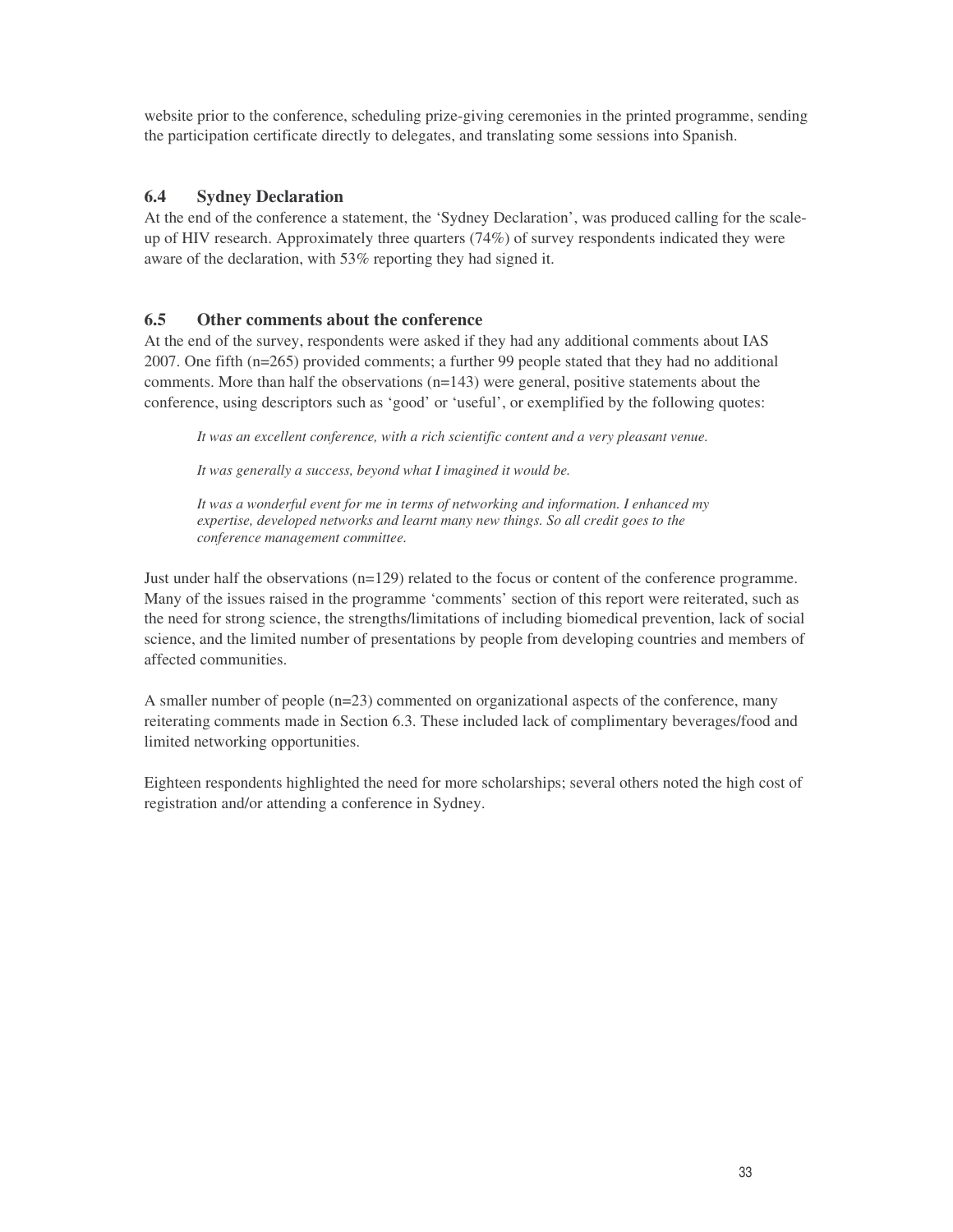website prior to the conference, scheduling prize-giving ceremonies in the printed programme, sending the participation certificate directly to delegates, and translating some sessions into Spanish.

### 6.4 Sydney Declaration

At the end of the conference a statement, the 'Sydney Declaration', was produced calling for the scale-up of HIV research. Approximately three quarters (74%) of survey respondents indicated they were aware of the declaration, with 53% reporting they had signed it.

### 6.5 Other comments about the conference

At the end of the survey, respondents were asked if they had any additional comments about IAS 2007. One fifth (n=265) provided comments; a further 99 people stated that they had no additional comments. More than half the observations (n=143) were general, positive statements about the conference, using descriptors such as 'good' or 'useful', or exemplified by the following quotes:

> *It was an excellent conference, with a rich scientific content and a very pleasant venue.*
>
> *It was generally a success, beyond what I imagined it would be.*
>
> *It was a wonderful event for me in terms of networking and information. I enhanced my expertise, developed networks and learnt many new things. So all credit goes to the conference management committee.*

Just under half the observations (n=129) related to the focus or content of the conference programme. Many of the issues raised in the programme 'comments' section of this report were reiterated, such as the need for strong science, the strengths/limitations of including biomedical prevention, lack of social science, and the limited number of presentations by people from developing countries and members of affected communities.

A smaller number of people (n=23) commented on organizational aspects of the conference, many reiterating comments made in Section 6.3. These included lack of complimentary beverages/food and limited networking opportunities.

Eighteen respondents highlighted the need for more scholarships; several others noted the high cost of registration and/or attending a conference in Sydney.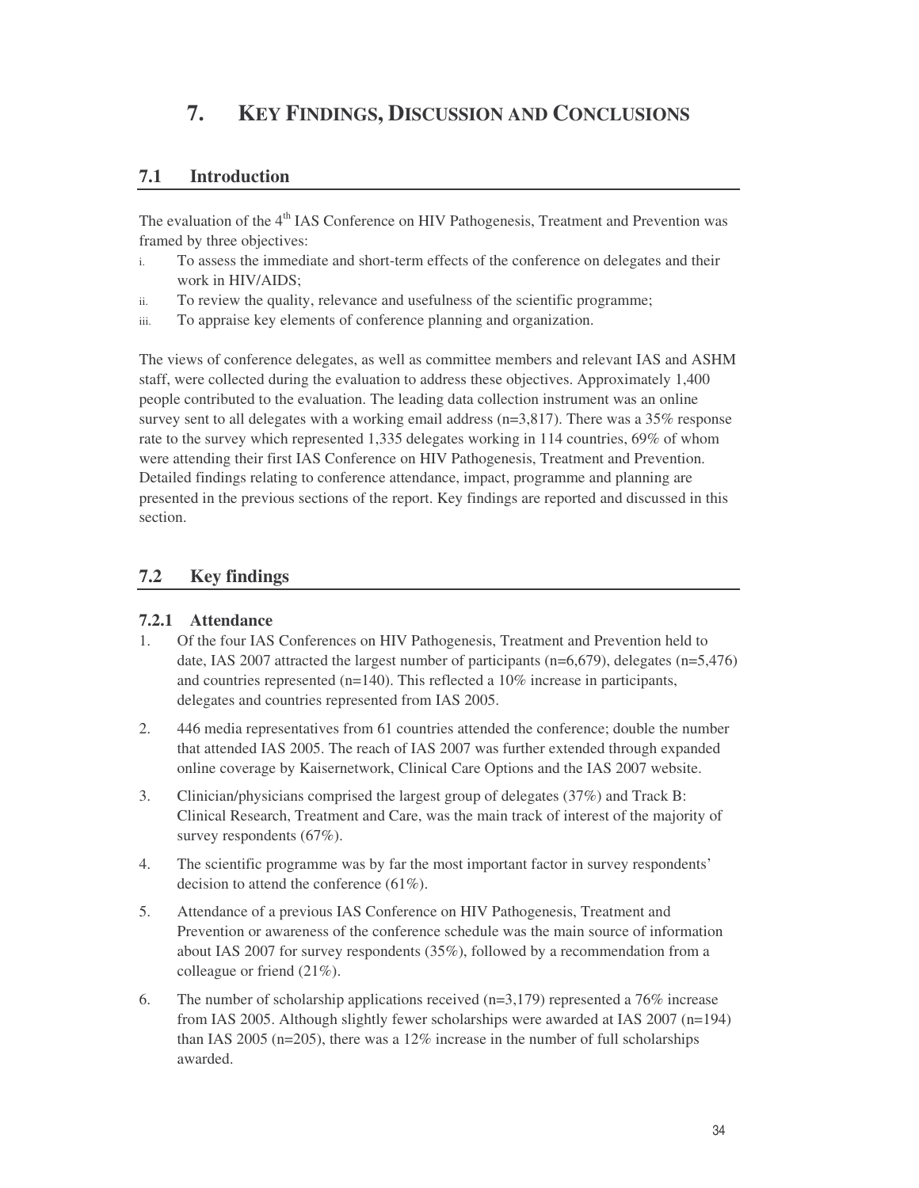# 7. KEY FINDINGS, DISCUSSION AND CONCLUSIONS

## 7.1 Introduction

The evaluation of the 4th IAS Conference on HIV Pathogenesis, Treatment and Prevention was framed by three objectives:

i. To assess the immediate and short-term effects of the conference on delegates and their work in HIV/AIDS;
ii. To review the quality, relevance and usefulness of the scientific programme;
iii. To appraise key elements of conference planning and organization.

The views of conference delegates, as well as committee members and relevant IAS and ASHM staff, were collected during the evaluation to address these objectives. Approximately 1,400 people contributed to the evaluation. The leading data collection instrument was an online survey sent to all delegates with a working email address (n=3,817). There was a 35% response rate to the survey which represented 1,335 delegates working in 114 countries, 69% of whom were attending their first IAS Conference on HIV Pathogenesis, Treatment and Prevention. Detailed findings relating to conference attendance, impact, programme and planning are presented in the previous sections of the report. Key findings are reported and discussed in this section.

## 7.2 Key findings

### 7.2.1 Attendance

1. Of the four IAS Conferences on HIV Pathogenesis, Treatment and Prevention held to date, IAS 2007 attracted the largest number of participants (n=6,679), delegates (n=5,476) and countries represented (n=140). This reflected a 10% increase in participants, delegates and countries represented from IAS 2005.
2. 446 media representatives from 61 countries attended the conference; double the number that attended IAS 2005. The reach of IAS 2007 was further extended through expanded online coverage by Kaisernetwork, Clinical Care Options and the IAS 2007 website.
3. Clinician/physicians comprised the largest group of delegates (37%) and Track B: Clinical Research, Treatment and Care, was the main track of interest of the majority of survey respondents (67%).
4. The scientific programme was by far the most important factor in survey respondents' decision to attend the conference (61%).
5. Attendance of a previous IAS Conference on HIV Pathogenesis, Treatment and Prevention or awareness of the conference schedule was the main source of information about IAS 2007 for survey respondents (35%), followed by a recommendation from a colleague or friend (21%).
6. The number of scholarship applications received (n=3,179) represented a 76% increase from IAS 2005. Although slightly fewer scholarships were awarded at IAS 2007 (n=194) than IAS 2005 (n=205), there was a 12% increase in the number of full scholarships awarded.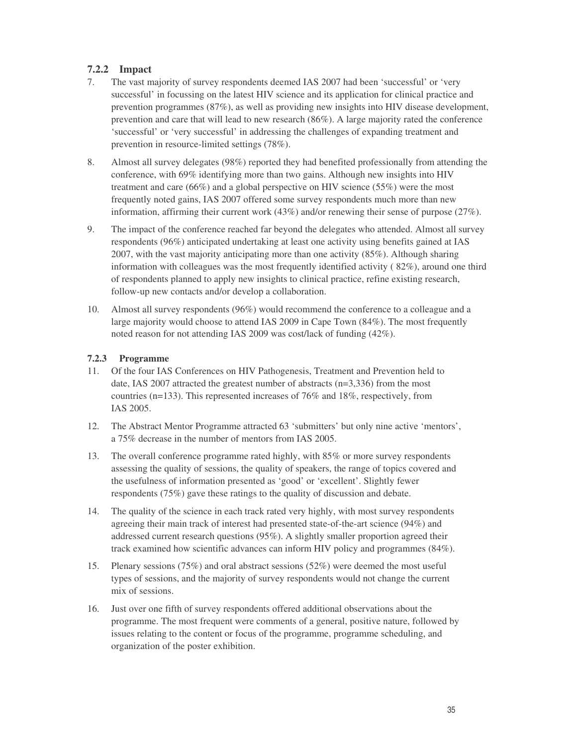### 7.2.2 Impact

7. The vast majority of survey respondents deemed IAS 2007 had been 'successful' or 'very successful' in focussing on the latest HIV science and its application for clinical practice and prevention programmes (87%), as well as providing new insights into HIV disease development, prevention and care that will lead to new research (86%). A large majority rated the conference 'successful' or 'very successful' in addressing the challenges of expanding treatment and prevention in resource-limited settings (78%).

8. Almost all survey delegates (98%) reported they had benefited professionally from attending the conference, with 69% identifying more than two gains. Although new insights into HIV treatment and care (66%) and a global perspective on HIV science (55%) were the most frequently noted gains, IAS 2007 offered some survey respondents much more than new information, affirming their current work (43%) and/or renewing their sense of purpose (27%).

9. The impact of the conference reached far beyond the delegates who attended. Almost all survey respondents (96%) anticipated undertaking at least one activity using benefits gained at IAS 2007, with the vast majority anticipating more than one activity (85%). Although sharing information with colleagues was the most frequently identified activity ( 82%), around one third of respondents planned to apply new insights to clinical practice, refine existing research, follow-up new contacts and/or develop a collaboration.

10. Almost all survey respondents (96%) would recommend the conference to a colleague and a large majority would choose to attend IAS 2009 in Cape Town (84%). The most frequently noted reason for not attending IAS 2009 was cost/lack of funding (42%).

#### 7.2.3 Programme

11. Of the four IAS Conferences on HIV Pathogenesis, Treatment and Prevention held to date, IAS 2007 attracted the greatest number of abstracts (n=3,336) from the most countries (n=133). This represented increases of 76% and 18%, respectively, from IAS 2005.

12. The Abstract Mentor Programme attracted 63 'submitters' but only nine active 'mentors', a 75% decrease in the number of mentors from IAS 2005.

13. The overall conference programme rated highly, with 85% or more survey respondents assessing the quality of sessions, the quality of speakers, the range of topics covered and the usefulness of information presented as 'good' or 'excellent'. Slightly fewer respondents (75%) gave these ratings to the quality of discussion and debate.

14. The quality of the science in each track rated very highly, with most survey respondents agreeing their main track of interest had presented state-of-the-art science (94%) and addressed current research questions (95%). A slightly smaller proportion agreed their track examined how scientific advances can inform HIV policy and programmes (84%).

15. Plenary sessions (75%) and oral abstract sessions (52%) were deemed the most useful types of sessions, and the majority of survey respondents would not change the current mix of sessions.

16. Just over one fifth of survey respondents offered additional observations about the programme. The most frequent were comments of a general, positive nature, followed by issues relating to the content or focus of the programme, programme scheduling, and organization of the poster exhibition.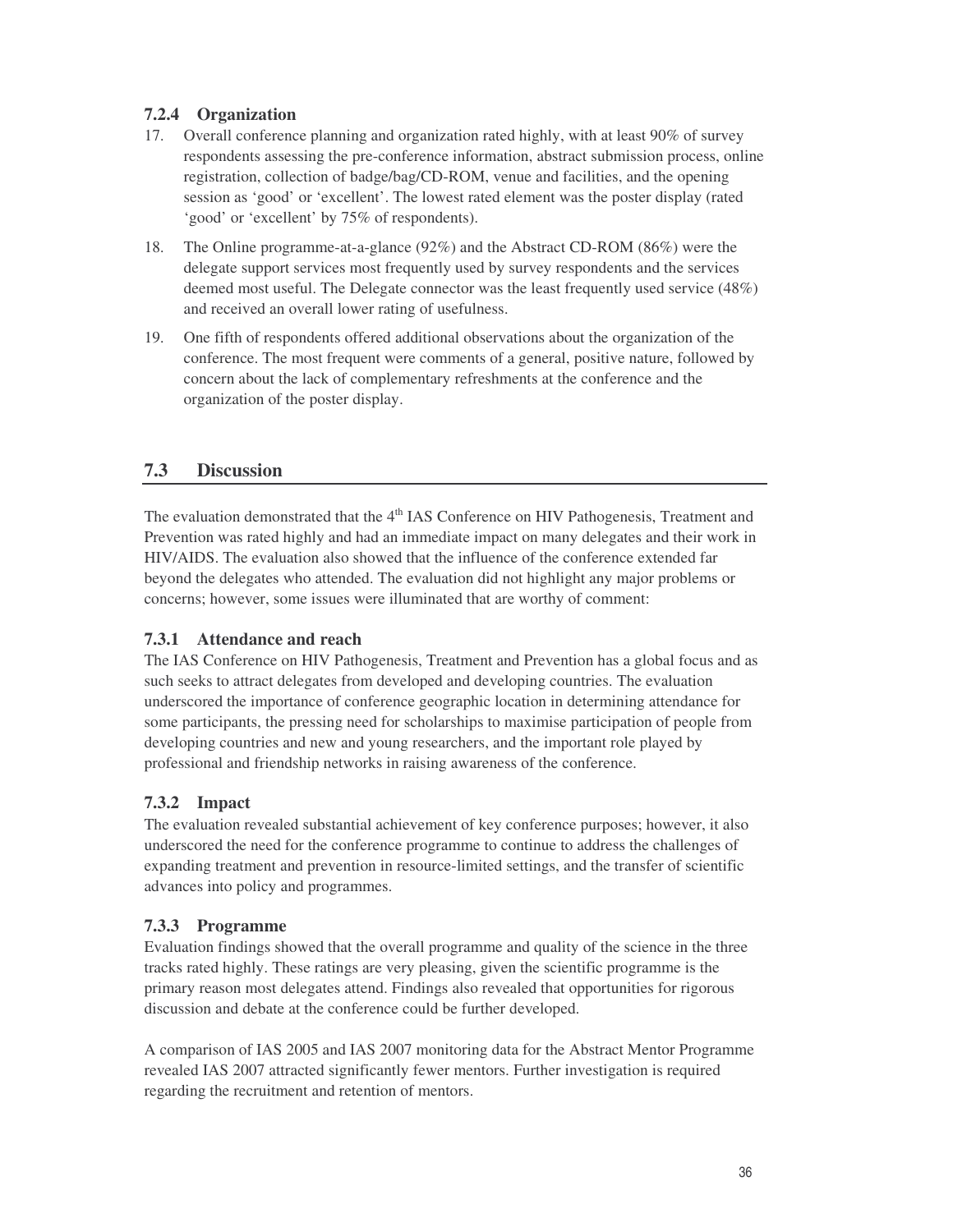### 7.2.4 Organization

17. Overall conference planning and organization rated highly, with at least 90% of survey respondents assessing the pre-conference information, abstract submission process, online registration, collection of badge/bag/CD-ROM, venue and facilities, and the opening session as 'good' or 'excellent'. The lowest rated element was the poster display (rated 'good' or 'excellent' by 75% of respondents).
18. The Online programme-at-a-glance (92%) and the Abstract CD-ROM (86%) were the delegate support services most frequently used by survey respondents and the services deemed most useful. The Delegate connector was the least frequently used service (48%) and received an overall lower rating of usefulness.
19. One fifth of respondents offered additional observations about the organization of the conference. The most frequent were comments of a general, positive nature, followed by concern about the lack of complementary refreshments at the conference and the organization of the poster display.

## 7.3 Discussion

The evaluation demonstrated that the 4th IAS Conference on HIV Pathogenesis, Treatment and Prevention was rated highly and had an immediate impact on many delegates and their work in HIV/AIDS. The evaluation also showed that the influence of the conference extended far beyond the delegates who attended. The evaluation did not highlight any major problems or concerns; however, some issues were illuminated that are worthy of comment:

### 7.3.1 Attendance and reach

The IAS Conference on HIV Pathogenesis, Treatment and Prevention has a global focus and as such seeks to attract delegates from developed and developing countries. The evaluation underscored the importance of conference geographic location in determining attendance for some participants, the pressing need for scholarships to maximise participation of people from developing countries and new and young researchers, and the important role played by professional and friendship networks in raising awareness of the conference.

### 7.3.2 Impact

The evaluation revealed substantial achievement of key conference purposes; however, it also underscored the need for the conference programme to continue to address the challenges of expanding treatment and prevention in resource-limited settings, and the transfer of scientific advances into policy and programmes.

### 7.3.3 Programme

Evaluation findings showed that the overall programme and quality of the science in the three tracks rated highly. These ratings are very pleasing, given the scientific programme is the primary reason most delegates attend. Findings also revealed that opportunities for rigorous discussion and debate at the conference could be further developed.

A comparison of IAS 2005 and IAS 2007 monitoring data for the Abstract Mentor Programme revealed IAS 2007 attracted significantly fewer mentors. Further investigation is required regarding the recruitment and retention of mentors.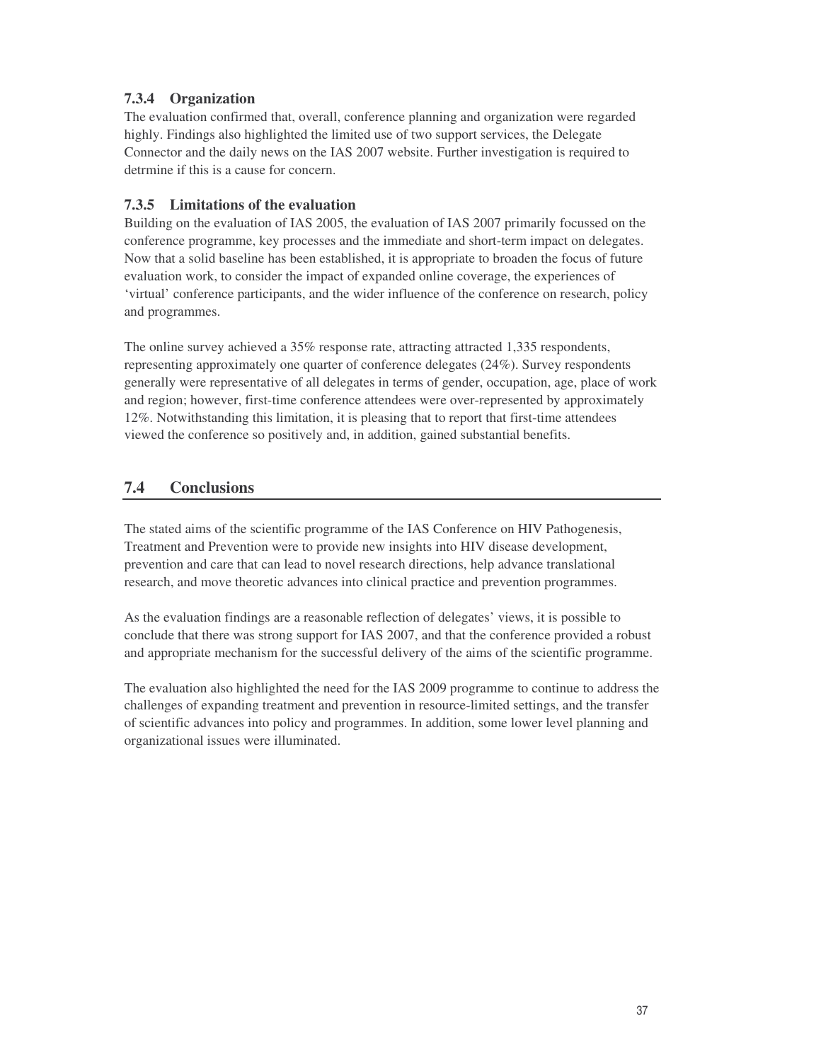### 7.3.4 Organization

The evaluation confirmed that, overall, conference planning and organization were regarded highly. Findings also highlighted the limited use of two support services, the Delegate Connector and the daily news on the IAS 2007 website. Further investigation is required to detrmine if this is a cause for concern.

### 7.3.5 Limitations of the evaluation

Building on the evaluation of IAS 2005, the evaluation of IAS 2007 primarily focussed on the conference programme, key processes and the immediate and short-term impact on delegates. Now that a solid baseline has been established, it is appropriate to broaden the focus of future evaluation work, to consider the impact of expanded online coverage, the experiences of 'virtual' conference participants, and the wider influence of the conference on research, policy and programmes.

The online survey achieved a 35% response rate, attracting attracted 1,335 respondents, representing approximately one quarter of conference delegates (24%). Survey respondents generally were representative of all delegates in terms of gender, occupation, age, place of work and region; however, first-time conference attendees were over-represented by approximately 12%. Notwithstanding this limitation, it is pleasing that to report that first-time attendees viewed the conference so positively and, in addition, gained substantial benefits.

## 7.4 Conclusions

The stated aims of the scientific programme of the IAS Conference on HIV Pathogenesis, Treatment and Prevention were to provide new insights into HIV disease development, prevention and care that can lead to novel research directions, help advance translational research, and move theoretic advances into clinical practice and prevention programmes.

As the evaluation findings are a reasonable reflection of delegates' views, it is possible to conclude that there was strong support for IAS 2007, and that the conference provided a robust and appropriate mechanism for the successful delivery of the aims of the scientific programme.

The evaluation also highlighted the need for the IAS 2009 programme to continue to address the challenges of expanding treatment and prevention in resource-limited settings, and the transfer of scientific advances into policy and programmes. In addition, some lower level planning and organizational issues were illuminated.